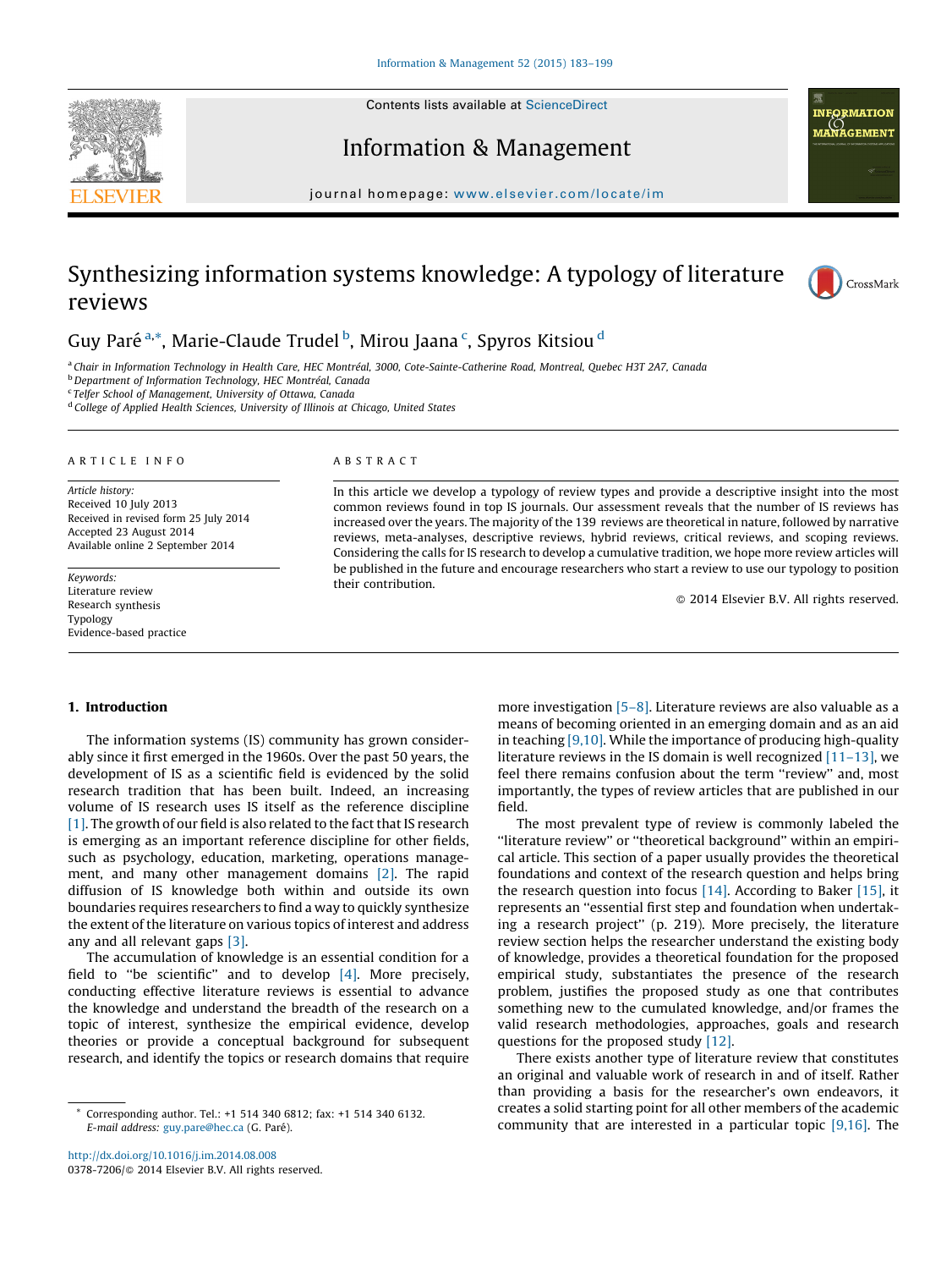# Synthesizing information systems knowledge: A typology of literature reviews

Guy Paré [a,*], Marie-Claude Trudel [b], Mirou Jaana [c], Spyros Kitsiou [d]

[a] Chair in Information Technology in Health Care, HEC Montréal, 3000, Cote-Sainte-Catherine Road, Montreal, Quebec H3T 2A7, Canada
[b] Department of Information Technology, HEC Montréal, Canada
[c] Telfer School of Management, University of Ottawa, Canada
[d] College of Applied Health Sciences, University of Illinois at Chicago, United States

## ARTICLE INFO

*Article history:*
Received 10 July 2013
Received in revised form 25 July 2014
Accepted 23 August 2014
Available online 2 September 2014

*Keywords:*
Literature review
Research synthesis
Typology
Evidence-based practice

## ABSTRACT

In this article we develop a typology of review types and provide a descriptive insight into the most common reviews found in top IS journals. Our assessment reveals that the number of IS reviews has increased over the years. The majority of the 139 reviews are theoretical in nature, followed by narrative reviews, meta-analyses, descriptive reviews, hybrid reviews, critical reviews, and scoping reviews. Considering the calls for IS research to develop a cumulative tradition, we hope more review articles will be published in the future and encourage researchers who start a review to use our typology to position their contribution.

© 2014 Elsevier B.V. All rights reserved.

## 1. Introduction

The information systems (IS) community has grown considerably since it first emerged in the 1960s. Over the past 50 years, the development of IS as a scientific field is evidenced by the solid research tradition that has been built. Indeed, an increasing volume of IS research uses IS itself as the reference discipline [1]. The growth of our field is also related to the fact that IS research is emerging as an important reference discipline for other fields, such as psychology, education, marketing, operations management, and many other management domains [2]. The rapid diffusion of IS knowledge both within and outside its own boundaries requires researchers to find a way to quickly synthesize the extent of the literature on various topics of interest and address any and all relevant gaps [3].

The accumulation of knowledge is an essential condition for a field to "be scientific" and to develop [4]. More precisely, conducting effective literature reviews is essential to advance the knowledge and understand the breadth of the research on a topic of interest, synthesize the empirical evidence, develop theories or provide a conceptual background for subsequent research, and identify the topics or research domains that require more investigation [5–8]. Literature reviews are also valuable as a means of becoming oriented in an emerging domain and as an aid in teaching [9,10]. While the importance of producing high-quality literature reviews in the IS domain is well recognized [11–13], we feel there remains confusion about the term "review" and, most importantly, the types of review articles that are published in our field.

The most prevalent type of review is commonly labeled the "literature review" or "theoretical background" within an empirical article. This section of a paper usually provides the theoretical foundations and context of the research question and helps bring the research question into focus [14]. According to Baker [15], it represents an "essential first step and foundation when undertaking a research project" (p. 219). More precisely, the literature review section helps the researcher understand the existing body of knowledge, provides a theoretical foundation for the proposed empirical study, substantiates the presence of the research problem, justifies the proposed study as one that contributes something new to the cumulated knowledge, and/or frames the valid research methodologies, approaches, goals and research questions for the proposed study [12].

There exists another type of literature review that constitutes an original and valuable work of research in and of itself. Rather than providing a basis for the researcher's own endeavors, it creates a solid starting point for all other members of the academic community that are interested in a particular topic [9,16]. The

* Corresponding author. Tel.: +1 514 340 6812; fax: +1 514 340 6132.
*E-mail address:* guy.pare@hec.ca (G. Paré).

http://dx.doi.org/10.1016/j.im.2014.08.008
0378-7206/© 2014 Elsevier B.V. All rights reserved.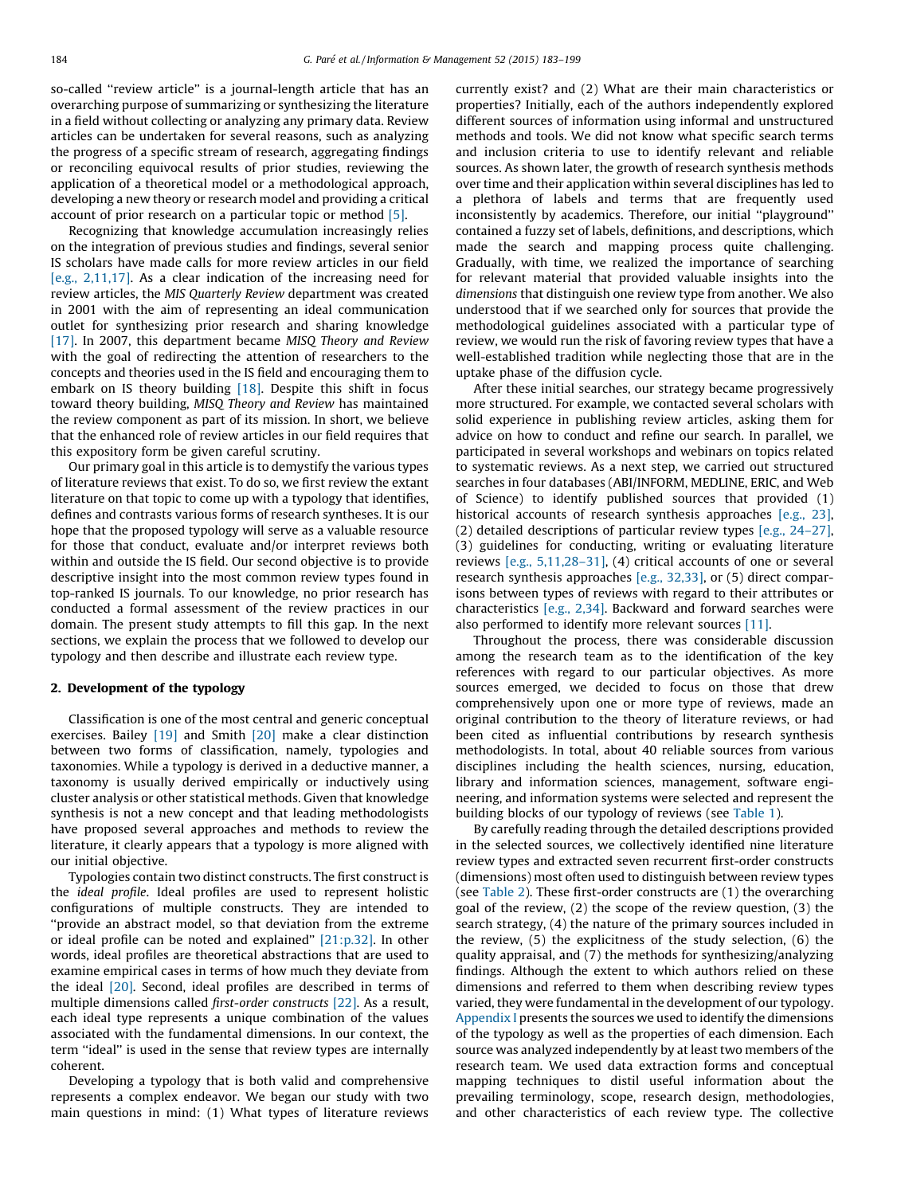so-called ''review article'' is a journal-length article that has an overarching purpose of summarizing or synthesizing the literature in a field without collecting or analyzing any primary data. Review articles can be undertaken for several reasons, such as analyzing the progress of a specific stream of research, aggregating findings or reconciling equivocal results of prior studies, reviewing the application of a theoretical model or a methodological approach, developing a new theory or research model and providing a critical account of prior research on a particular topic or method [5].

Recognizing that knowledge accumulation increasingly relies on the integration of previous studies and findings, several senior IS scholars have made calls for more review articles in our field [e.g., 2,11,17]. As a clear indication of the increasing need for review articles, the *MIS Quarterly Review* department was created in 2001 with the aim of representing an ideal communication outlet for synthesizing prior research and sharing knowledge [17]. In 2007, this department became *MISQ Theory and Review* with the goal of redirecting the attention of researchers to the concepts and theories used in the IS field and encouraging them to embark on IS theory building [18]. Despite this shift in focus toward theory building, *MISQ Theory and Review* has maintained the review component as part of its mission. In short, we believe that the enhanced role of review articles in our field requires that this expository form be given careful scrutiny.

Our primary goal in this article is to demystify the various types of literature reviews that exist. To do so, we first review the extant literature on that topic to come up with a typology that identifies, defines and contrasts various forms of research syntheses. It is our hope that the proposed typology will serve as a valuable resource for those that conduct, evaluate and/or interpret reviews both within and outside the IS field. Our second objective is to provide descriptive insight into the most common review types found in top-ranked IS journals. To our knowledge, no prior research has conducted a formal assessment of the review practices in our domain. The present study attempts to fill this gap. In the next sections, we explain the process that we followed to develop our typology and then describe and illustrate each review type.

## 2. Development of the typology

Classification is one of the most central and generic conceptual exercises. Bailey [19] and Smith [20] make a clear distinction between two forms of classification, namely, typologies and taxonomies. While a typology is derived in a deductive manner, a taxonomy is usually derived empirically or inductively using cluster analysis or other statistical methods. Given that knowledge synthesis is not a new concept and that leading methodologists have proposed several approaches and methods to review the literature, it clearly appears that a typology is more aligned with our initial objective.

Typologies contain two distinct constructs. The first construct is the *ideal profile*. Ideal profiles are used to represent holistic configurations of multiple constructs. They are intended to ''provide an abstract model, so that deviation from the extreme or ideal profile can be noted and explained'' [21:p.32]. In other words, ideal profiles are theoretical abstractions that are used to examine empirical cases in terms of how much they deviate from the ideal [20]. Second, ideal profiles are described in terms of multiple dimensions called *first-order constructs* [22]. As a result, each ideal type represents a unique combination of the values associated with the fundamental dimensions. In our context, the term ''ideal'' is used in the sense that review types are internally coherent.

Developing a typology that is both valid and comprehensive represents a complex endeavor. We began our study with two main questions in mind: (1) What types of literature reviews currently exist? and (2) What are their main characteristics or properties? Initially, each of the authors independently explored different sources of information using informal and unstructured methods and tools. We did not know what specific search terms and inclusion criteria to use to identify relevant and reliable sources. As shown later, the growth of research synthesis methods over time and their application within several disciplines has led to a plethora of labels and terms that are frequently used inconsistently by academics. Therefore, our initial ''playground'' contained a fuzzy set of labels, definitions, and descriptions, which made the search and mapping process quite challenging. Gradually, with time, we realized the importance of searching for relevant material that provided valuable insights into the *dimensions* that distinguish one review type from another. We also understood that if we searched only for sources that provide the methodological guidelines associated with a particular type of review, we would run the risk of favoring review types that have a well-established tradition while neglecting those that are in the uptake phase of the diffusion cycle.

After these initial searches, our strategy became progressively more structured. For example, we contacted several scholars with solid experience in publishing review articles, asking them for advice on how to conduct and refine our search. In parallel, we participated in several workshops and webinars on topics related to systematic reviews. As a next step, we carried out structured searches in four databases (ABI/INFORM, MEDLINE, ERIC, and Web of Science) to identify published sources that provided (1) historical accounts of research synthesis approaches [e.g., 23], (2) detailed descriptions of particular review types [e.g., 24–27], (3) guidelines for conducting, writing or evaluating literature reviews [e.g., 5,11,28–31], (4) critical accounts of one or several research synthesis approaches [e.g., 32,33], or (5) direct comparisons between types of reviews with regard to their attributes or characteristics [e.g., 2,34]. Backward and forward searches were also performed to identify more relevant sources [11].

Throughout the process, there was considerable discussion among the research team as to the identification of the key references with regard to our particular objectives. As more sources emerged, we decided to focus on those that drew comprehensively upon one or more type of reviews, made an original contribution to the theory of literature reviews, or had been cited as influential contributions by research synthesis methodologists. In total, about 40 reliable sources from various disciplines including the health sciences, nursing, education, library and information sciences, management, software engineering, and information systems were selected and represent the building blocks of our typology of reviews (see Table 1).

By carefully reading through the detailed descriptions provided in the selected sources, we collectively identified nine literature review types and extracted seven recurrent first-order constructs (dimensions) most often used to distinguish between review types (see Table 2). These first-order constructs are (1) the overarching goal of the review, (2) the scope of the review question, (3) the search strategy, (4) the nature of the primary sources included in the review, (5) the explicitness of the study selection, (6) the quality appraisal, and (7) the methods for synthesizing/analyzing findings. Although the extent to which authors relied on these dimensions and referred to them when describing review types varied, they were fundamental in the development of our typology. Appendix I presents the sources we used to identify the dimensions of the typology as well as the properties of each dimension. Each source was analyzed independently by at least two members of the research team. We used data extraction forms and conceptual mapping techniques to distil useful information about the prevailing terminology, scope, research design, methodologies, and other characteristics of each review type. The collective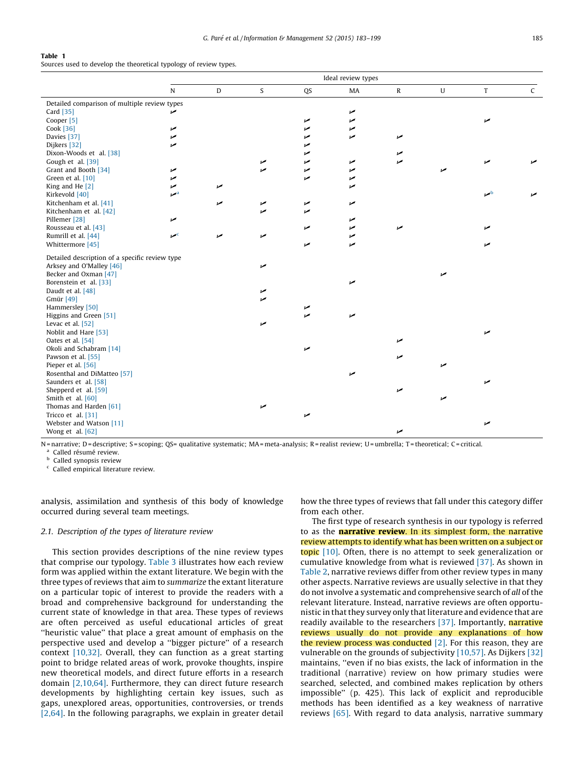**Table 1**
Sources used to develop the theoretical typology of review types.

| | Ideal review types | | | | | | | | |
|---|---|---|---|---|---|---|---|---|---|
| | N | D | S | QS | MA | R | U | T | C |
| *Detailed comparison of multiple review types* | | | | | | | | | |
| Card [35] | ✓ | | | | ✓ | | | | |
| Cooper [5] | | | | ✓ | ✓ | | | ✓ | |
| Cook [36] | ✓ | | | ✓ | ✓ | | | | |
| Davies [37] | ✓ | | | ✓ | ✓ | ✓ | | | |
| Dijkers [32] | ✓ | | | ✓ | | | | | |
| Dixon-Woods et al. [38] | | | | ✓ | | ✓ | | | |
| Gough et al. [39] | | | ✓ | ✓ | ✓ | ✓ | | ✓ | ✓ |
| Grant and Booth [34] | ✓ | | ✓ | ✓ | ✓ | | ✓ | | |
| Green et al. [10] | ✓ | | | ✓ | ✓ | | | | |
| King and He [2] | ✓ | ✓ | | | ✓ | | | | |
| Kirkevold [40] | ✓[a] | | | | | | | ✓[b] | ✓ |
| Kitchenham et al. [41] | | ✓ | ✓ | ✓ | ✓ | | | | |
| Kitchenham et al. [42] | | | ✓ | ✓ | | | | | |
| Pillemer [28] | ✓ | | | | ✓ | | | | |
| Rousseau et al. [43] | | | | ✓ | ✓ | ✓ | | ✓ | |
| Rumrill et al. [44] | ✓[c] | ✓ | ✓ | | ✓ | | | | |
| Whittermore [45] | | | | ✓ | ✓ | | | ✓ | |
| *Detailed description of a specific review type* | | | | | | | | | |
| Arksey and O'Malley [46] | | | ✓ | | | | | | |
| Becker and Oxman [47] | | | | | | | ✓ | | |
| Borenstein et al. [33] | | | | | ✓ | | | | |
| Daudt et al. [48] | | | ✓ | | | | | | |
| Gmür [49] | | | ✓ | | | | | | |
| Hammersley [50] | | | | ✓ | | | | | |
| Higgins and Green [51] | | | | ✓ | ✓ | | | | |
| Levac et al. [52] | | | ✓ | | | | | | |
| Noblit and Hare [53] | | | | | | | | ✓ | |
| Oates et al. [54] | | | | | | ✓ | | | |
| Okoli and Schabram [14] | | | | ✓ | | | | | |
| Pawson et al. [55] | | | | | | ✓ | | | |
| Pieper et al. [56] | | | | | | | ✓ | | |
| Rosenthal and DiMatteo [57] | | | | | ✓ | | | | |
| Saunders et al. [58] | | | | | | | | ✓ | |
| Shepperd et al. [59] | | | | | | ✓ | | | |
| Smith et al. [60] | | | | | | | ✓ | | |
| Thomas and Harden [61] | | | ✓ | | | | | | |
| Tricco et al. [31] | | | | ✓ | | | | | |
| Webster and Watson [11] | | | | | | | | ✓ | |
| Wong et al. [62] | | | | | | ✓ | | | |

N = narrative; D = descriptive; S = scoping; QS = qualitative systematic; MA = meta-analysis; R = realist review; U = umbrella; T = theoretical; C = critical.
[a] Called résumé review.
[b] Called synopsis review
[c] Called empirical literature review.

analysis, assimilation and synthesis of this body of knowledge occurred during several team meetings.

### 2.1. Description of the types of literature review

This section provides descriptions of the nine review types that comprise our typology. Table 3 illustrates how each review form was applied within the extant literature. We begin with the three types of reviews that aim to *summarize* the extant literature on a particular topic of interest to provide the readers with a broad and comprehensive background for understanding the current state of knowledge in that area. These types of reviews are often perceived as useful educational articles of great "heuristic value" that place a great amount of emphasis on the perspective used and develop a "bigger picture" of a research context [10,32]. Overall, they can function as a great starting point to bridge related areas of work, provoke thoughts, inspire new theoretical models, and direct future efforts in a research domain [2,10,64]. Furthermore, they can direct future research developments by highlighting certain key issues, such as gaps, unexplored areas, opportunities, controversies, or trends [2,64]. In the following paragraphs, we explain in greater detail how the three types of reviews that fall under this category differ from each other.

The first type of research synthesis in our typology is referred to as the **narrative review**. In its simplest form, the narrative review attempts to identify what has been written on a subject or topic [10]. Often, there is no attempt to seek generalization or cumulative knowledge from what is reviewed [37]. As shown in Table 2, narrative reviews differ from other review types in many other aspects. Narrative reviews are usually selective in that they do not involve a systematic and comprehensive search of *all* of the relevant literature. Instead, narrative reviews are often opportunistic in that they survey only that literature and evidence that are readily available to the researchers [37]. Importantly, narrative reviews usually do not provide any explanations of how the review process was conducted [2]. For this reason, they are vulnerable on the grounds of subjectivity [10,57]. As Dijkers [32] maintains, "even if no bias exists, the lack of information in the traditional (narrative) review on how primary studies were searched, selected, and combined makes replication by others impossible" (p. 425). This lack of explicit and reproducible methods has been identified as a key weakness of narrative reviews [65]. With regard to data analysis, narrative summary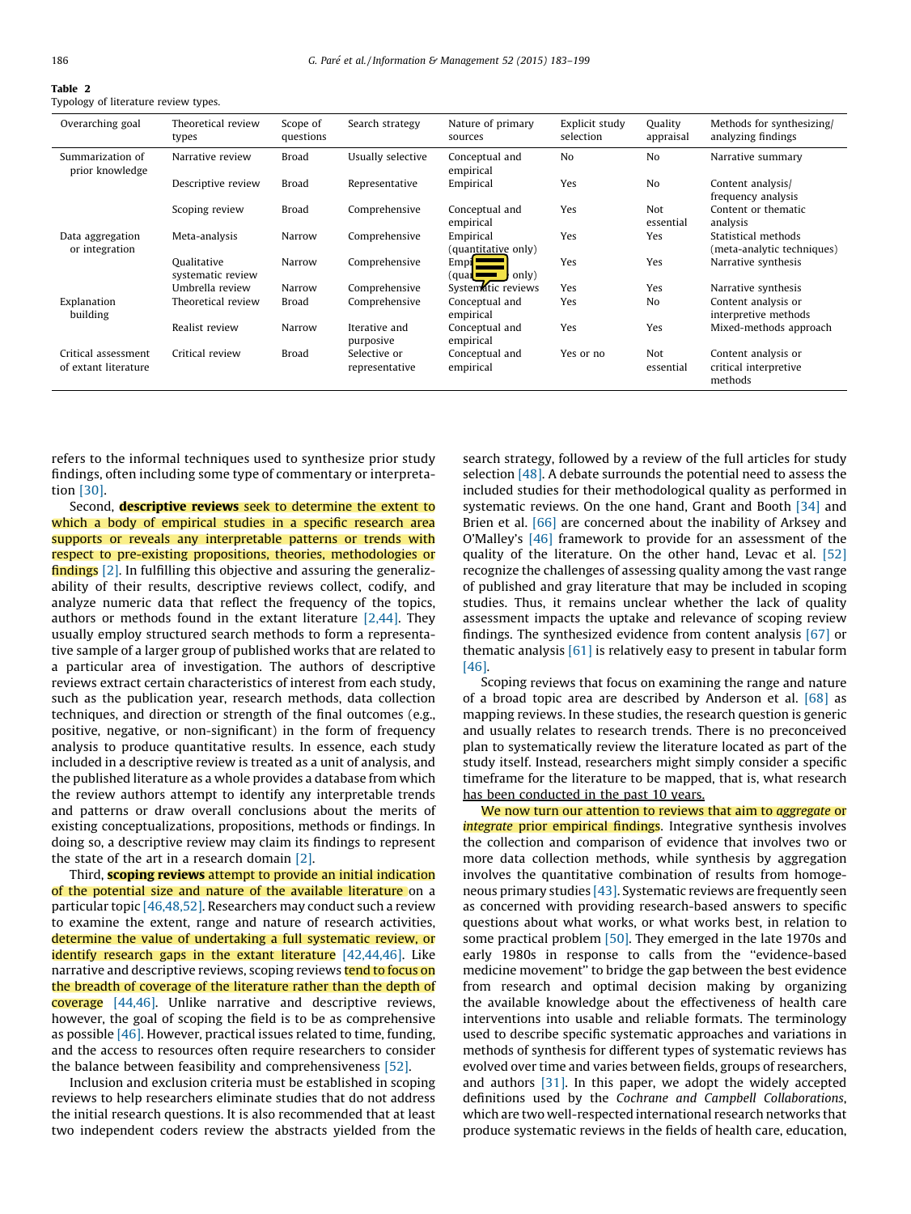Table 2
Typology of literature review types.

| Overarching goal | Theoretical review types | Scope of questions | Search strategy | Nature of primary sources | Explicit study selection | Quality appraisal | Methods for synthesizing/ analyzing findings |
|---|---|---|---|---|---|---|---|
| Summarization of prior knowledge | Narrative review | Broad | Usually selective | Conceptual and empirical | No | No | Narrative summary |
| | Descriptive review | Broad | Representative | Empirical | Yes | No | Content analysis/ frequency analysis |
| | Scoping review | Broad | Comprehensive | Conceptual and empirical | Yes | Not essential | Content or thematic analysis |
| Data aggregation or integration | Meta-analysis | Narrow | Comprehensive | Empirical (quantitative only) | Yes | Yes | Statistical methods (meta-analytic techniques) |
| | Qualitative systematic review | Narrow | Comprehensive | Empirical (qualitative only) | Yes | Yes | Narrative synthesis |
| | Umbrella review | Narrow | Comprehensive | Systematic reviews | Yes | Yes | Narrative synthesis |
| Explanation building | Theoretical review | Broad | Comprehensive | Conceptual and empirical | Yes | No | Content analysis or interpretive methods |
| | Realist review | Narrow | Iterative and purposive | Conceptual and empirical | Yes | Yes | Mixed-methods approach |
| Critical assessment of extant literature | Critical review | Broad | Selective or representative | Conceptual and empirical | Yes or no | Not essential | Content analysis or critical interpretive methods |

refers to the informal techniques used to synthesize prior study findings, often including some type of commentary or interpretation [30].

Second, **descriptive reviews** seek to determine the extent to which a body of empirical studies in a specific research area supports or reveals any interpretable patterns or trends with respect to pre-existing propositions, theories, methodologies or findings [2]. In fulfilling this objective and assuring the generalizability of their results, descriptive reviews collect, codify, and analyze numeric data that reflect the frequency of the topics, authors or methods found in the extant literature [2,44]. They usually employ structured search methods to form a representative sample of a larger group of published works that are related to a particular area of investigation. The authors of descriptive reviews extract certain characteristics of interest from each study, such as the publication year, research methods, data collection techniques, and direction or strength of the final outcomes (e.g., positive, negative, or non-significant) in the form of frequency analysis to produce quantitative results. In essence, each study included in a descriptive review is treated as a unit of analysis, and the published literature as a whole provides a database from which the review authors attempt to identify any interpretable trends and patterns or draw overall conclusions about the merits of existing conceptualizations, propositions, methods or findings. In doing so, a descriptive review may claim its findings to represent the state of the art in a research domain [2].

Third, **scoping reviews** attempt to provide an initial indication of the potential size and nature of the available literature on a particular topic [46,48,52]. Researchers may conduct such a review to examine the extent, range and nature of research activities, determine the value of undertaking a full systematic review, or identify research gaps in the extant literature [42,44,46]. Like narrative and descriptive reviews, scoping reviews tend to focus on the breadth of coverage of the literature rather than the depth of coverage [44,46]. Unlike narrative and descriptive reviews, however, the goal of scoping the field is to be as comprehensive as possible [46]. However, practical issues related to time, funding, and the access to resources often require researchers to consider the balance between feasibility and comprehensiveness [52].

Inclusion and exclusion criteria must be established in scoping reviews to help researchers eliminate studies that do not address the initial research questions. It is also recommended that at least two independent coders review the abstracts yielded from the search strategy, followed by a review of the full articles for study selection [48]. A debate surrounds the potential need to assess the included studies for their methodological quality as performed in systematic reviews. On the one hand, Grant and Booth [34] and Brien et al. [66] are concerned about the inability of Arksey and O'Malley's [46] framework to provide for an assessment of the quality of the literature. On the other hand, Levac et al. [52] recognize the challenges of assessing quality among the vast range of published and gray literature that may be included in scoping studies. Thus, it remains unclear whether the lack of quality assessment impacts the uptake and relevance of scoping review findings. The synthesized evidence from content analysis [67] or thematic analysis [61] is relatively easy to present in tabular form [46].

Scoping reviews that focus on examining the range and nature of a broad topic area are described by Anderson et al. [68] as mapping reviews. In these studies, the research question is generic and usually relates to research trends. There is no preconceived plan to systematically review the literature located as part of the study itself. Instead, researchers might simply consider a specific timeframe for the literature to be mapped, that is, what research has been conducted in the past 10 years.

We now turn our attention to reviews that aim to *aggregate* or *integrate* prior empirical findings. Integrative synthesis involves the collection and comparison of evidence that involves two or more data collection methods, while synthesis by aggregation involves the quantitative combination of results from homogeneous primary studies [43]. Systematic reviews are frequently seen as concerned with providing research-based answers to specific questions about what works, or what works best, in relation to some practical problem [50]. They emerged in the late 1970s and early 1980s in response to calls from the "evidence-based medicine movement" to bridge the gap between the best evidence from research and optimal decision making by organizing the available knowledge about the effectiveness of health care interventions into usable and reliable formats. The terminology used to describe specific systematic approaches and variations in methods of synthesis for different types of systematic reviews has evolved over time and varies between fields, groups of researchers, and authors [31]. In this paper, we adopt the widely accepted definitions used by the *Cochrane and Campbell Collaborations*, which are two well-respected international research networks that produce systematic reviews in the fields of health care, education,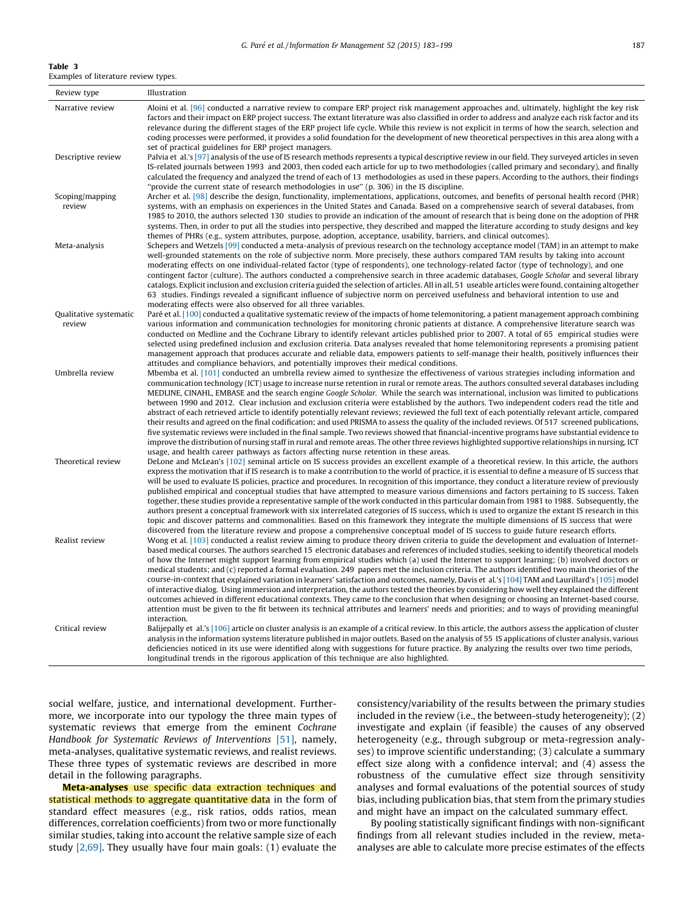**Table 3**
Examples of literature review types.

| Review type | Illustration |
|---|---|
| Narrative review | Aloini et al. [96] conducted a narrative review to compare ERP project risk management approaches and, ultimately, highlight the key risk factors and their impact on ERP project success. The extant literature was also classified in order to address and analyze each risk factor and its relevance during the different stages of the ERP project life cycle. While this review is not explicit in terms of how the search, selection and coding processes were performed, it provides a solid foundation for the development of new theoretical perspectives in this area along with a set of practical guidelines for ERP project managers. |
| Descriptive review | Palvia et al.'s [97] analysis of the use of IS research methods represents a typical descriptive review in our field. They surveyed articles in seven IS-related journals between 1993 and 2003, then coded each article for up to two methodologies (called primary and secondary), and finally calculated the frequency and analyzed the trend of each of 13 methodologies as used in these papers. According to the authors, their findings "provide the current state of research methodologies in use" (p. 306) in the IS discipline. |
| Scoping/mapping review | Archer et al. [98] describe the design, functionality, implementations, applications, outcomes, and benefits of personal health record (PHR) systems, with an emphasis on experiences in the United States and Canada. Based on a comprehensive search of several databases, from 1985 to 2010, the authors selected 130 studies to provide an indication of the amount of research that is being done on the adoption of PHR systems. Then, in order to put all the studies into perspective, they described and mapped the literature according to study designs and key themes of PHRs (e.g., system attributes, purpose, adoption, acceptance, usability, barriers, and clinical outcomes). |
| Meta-analysis | Schepers and Wetzels [99] conducted a meta-analysis of previous research on the technology acceptance model (TAM) in an attempt to make well-grounded statements on the role of subjective norm. More precisely, these authors compared TAM results by taking into account moderating effects on one individual-related factor (type of respondents), one technology-related factor (type of technology), and one contingent factor (culture). The authors conducted a comprehensive search in three academic databases, *Google Scholar* and several library catalogs. Explicit inclusion and exclusion criteria guided the selection of articles. All in all, 51 useable articles were found, containing altogether 63 studies. Findings revealed a significant influence of subjective norm on perceived usefulness and behavioral intention to use and moderating effects were also observed for all three variables. |
| Qualitative systematic review | Paré et al. [100] conducted a qualitative systematic review of the impacts of home telemonitoring, a patient management approach combining various information and communication technologies for monitoring chronic patients at distance. A comprehensive literature search was conducted on Medline and the Cochrane Library to identify relevant articles published prior to 2007. A total of 65 empirical studies were selected using predefined inclusion and exclusion criteria. Data analyses revealed that home telemonitoring represents a promising patient management approach that produces accurate and reliable data, empowers patients to self-manage their health, positively influences their attitudes and compliance behaviors, and potentially improves their medical conditions. |
| Umbrella review | Mbemba et al. [101] conducted an umbrella review aimed to synthesize the effectiveness of various strategies including information and communication technology (ICT) usage to increase nurse retention in rural or remote areas. The authors consulted several databases including MEDLINE, CINAHL, EMBASE and the search engine *Google Scholar*. While the search was international, inclusion was limited to publications between 1990 and 2012. Clear inclusion and exclusion criteria were established by the authors. Two independent coders read the title and abstract of each retrieved article to identify potentially relevant reviews; reviewed the full text of each potentially relevant article, compared their results and agreed on the final codification; and used PRISMA to assess the quality of the included reviews. Of 517 screened publications, five systematic reviews were included in the final sample. Two reviews showed that financial-incentive programs have substantial evidence to improve the distribution of nursing staff in rural and remote areas. The other three reviews highlighted supportive relationships in nursing, ICT usage, and health career pathways as factors affecting nurse retention in these areas. |
| Theoretical review | DeLone and McLean's [102] seminal article on IS success provides an excellent example of a theoretical review. In this article, the authors express the motivation that if IS research is to make a contribution to the world of practice, it is essential to define a measure of IS success that will be used to evaluate IS policies, practice and procedures. In recognition of this importance, they conduct a literature review of previously published empirical and conceptual studies that have attempted to measure various dimensions and factors pertaining to IS success. Taken together, these studies provide a representative sample of the work conducted in this particular domain from 1981 to 1988. Subsequently, the authors present a conceptual framework with six interrelated categories of IS success, which is used to organize the extant IS research in this topic and discover patterns and commonalities. Based on this framework they integrate the multiple dimensions of IS success that were discovered from the literature review and propose a comprehensive conceptual model of IS success to guide future research efforts. |
| Realist review | Wong et al. [103] conducted a realist review aiming to produce theory driven criteria to guide the development and evaluation of Internet-based medical courses. The authors searched 15 electronic databases and references of included studies, seeking to identify theoretical models of how the Internet might support learning from empirical studies which (a) used the Internet to support learning; (b) involved doctors or medical students; and (c) reported a formal evaluation. 249 papers met the inclusion criteria. The authors identified two main theories of the course-in-context that explained variation in learners' satisfaction and outcomes, namely, Davis et al.'s [104] TAM and Laurillard's [105] model of interactive dialog. Using immersion and interpretation, the authors tested the theories by considering how well they explained the different outcomes achieved in different educational contexts. They came to the conclusion that when designing or choosing an Internet-based course, attention must be given to the fit between its technical attributes and learners' needs and priorities; and to ways of providing meaningful interaction. |
| Critical review | Balijepally et al.'s [106] article on cluster analysis is an example of a critical review. In this article, the authors assess the application of cluster analysis in the information systems literature published in major outlets. Based on the analysis of 55 IS applications of cluster analysis, various deficiencies noticed in its use were identified along with suggestions for future practice. By analyzing the results over two time periods, longitudinal trends in the rigorous application of this technique are also highlighted. |

social welfare, justice, and international development. Furthermore, we incorporate into our typology the three main types of systematic reviews that emerge from the eminent *Cochrane Handbook for Systematic Reviews of Interventions* [51], namely, meta-analyses, qualitative systematic reviews, and realist reviews. These three types of systematic reviews are described in more detail in the following paragraphs.

**Meta-analyses** use specific data extraction techniques and statistical methods to aggregate quantitative data in the form of standard effect measures (e.g., risk ratios, odds ratios, mean differences, correlation coefficients) from two or more functionally similar studies, taking into account the relative sample size of each study [2,69]. They usually have four main goals: (1) evaluate the consistency/variability of the results between the primary studies included in the review (i.e., the between-study heterogeneity); (2) investigate and explain (if feasible) the causes of any observed heterogeneity (e.g., through subgroup or meta-regression analyses) to improve scientific understanding; (3) calculate a summary effect size along with a confidence interval; and (4) assess the robustness of the cumulative effect size through sensitivity analyses and formal evaluations of the potential sources of study bias, including publication bias, that stem from the primary studies and might have an impact on the calculated summary effect.

By pooling statistically significant findings with non-significant findings from all relevant studies included in the review, meta-analyses are able to calculate more precise estimates of the effects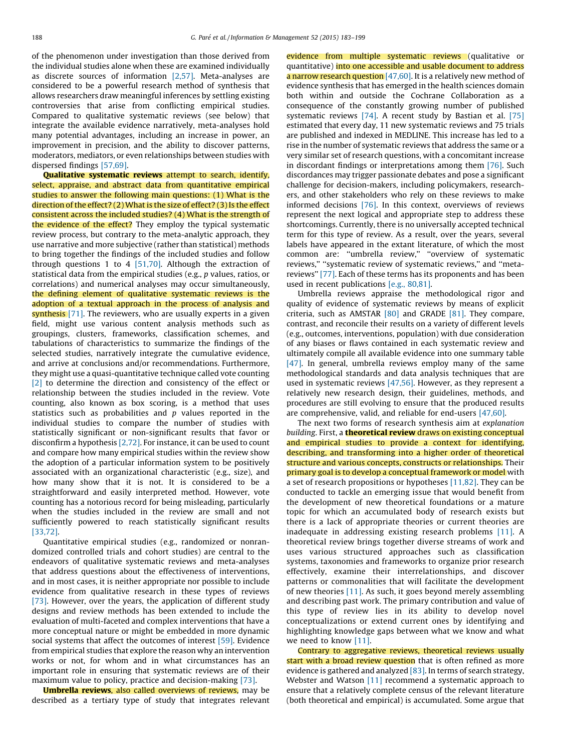of the phenomenon under investigation than those derived from the individual studies alone when these are examined individually as discrete sources of information [2,57]. Meta-analyses are considered to be a powerful research method of synthesis that allows researchers draw meaningful inferences by settling existing controversies that arise from conflicting empirical studies. Compared to qualitative systematic reviews (see below) that integrate the available evidence narratively, meta-analyses hold many potential advantages, including an increase in power, an improvement in precision, and the ability to discover patterns, moderators, mediators, or even relationships between studies with dispersed findings [57,69].

**Qualitative systematic reviews** attempt to search, identify, select, appraise, and abstract data from quantitative empirical studies to answer the following main questions: (1) What is the direction of the effect? (2) What is the size of effect? (3) Is the effect consistent across the included studies? (4) What is the strength of the evidence of the effect? They employ the typical systematic review process, but contrary to the meta-analytic approach, they use narrative and more subjective (rather than statistical) methods to bring together the findings of the included studies and follow through questions 1 to 4 [51,70]. Although the extraction of statistical data from the empirical studies (e.g., *p* values, ratios, or correlations) and numerical analyses may occur simultaneously, the defining element of qualitative systematic reviews is the adoption of a textual approach in the process of analysis and synthesis [71]. The reviewers, who are usually experts in a given field, might use various content analysis methods such as groupings, clusters, frameworks, classification schemes, and tabulations of characteristics to summarize the findings of the selected studies, narratively integrate the cumulative evidence, and arrive at conclusions and/or recommendations. Furthermore, they might use a quasi-quantitative technique called vote counting [2] to determine the direction and consistency of the effect or relationship between the studies included in the review. Vote counting, also known as box scoring, is a method that uses statistics such as probabilities and *p* values reported in the individual studies to compare the number of studies with statistically significant or non-significant results that favor or disconfirm a hypothesis [2,72]. For instance, it can be used to count and compare how many empirical studies within the review show the adoption of a particular information system to be positively associated with an organizational characteristic (e.g., size), and how many show that it is not. It is considered to be a straightforward and easily interpreted method. However, vote counting has a notorious record for being misleading, particularly when the studies included in the review are small and not sufficiently powered to reach statistically significant results [33,72].

Quantitative empirical studies (e.g., randomized or nonrandomized controlled trials and cohort studies) are central to the endeavors of qualitative systematic reviews and meta-analyses that address questions about the effectiveness of interventions, and in most cases, it is neither appropriate nor possible to include evidence from qualitative research in these types of reviews [73]. However, over the years, the application of different study designs and review methods has been extended to include the evaluation of multi-faceted and complex interventions that have a more conceptual nature or might be embedded in more dynamic social systems that affect the outcomes of interest [59]. Evidence from empirical studies that explore the reason why an intervention works or not, for whom and in what circumstances has an important role in ensuring that systematic reviews are of their maximum value to policy, practice and decision-making [73].

**Umbrella reviews**, also called overviews of reviews, may be described as a tertiary type of study that integrates relevant evidence from multiple systematic reviews (qualitative or quantitative) into one accessible and usable document to address a narrow research question [47,60]. It is a relatively new method of evidence synthesis that has emerged in the health sciences domain both within and outside the Cochrane Collaboration as a consequence of the constantly growing number of published systematic reviews [74]. A recent study by Bastian et al. [75] estimated that every day, 11 new systematic reviews and 75 trials are published and indexed in MEDLINE. This increase has led to a rise in the number of systematic reviews that address the same or a very similar set of research questions, with a concomitant increase in discordant findings or interpretations among them [76]. Such discordances may trigger passionate debates and pose a significant challenge for decision-makers, including policymakers, researchers, and other stakeholders who rely on these reviews to make informed decisions [76]. In this context, overviews of reviews represent the next logical and appropriate step to address these shortcomings. Currently, there is no universally accepted technical term for this type of review. As a result, over the years, several labels have appeared in the extant literature, of which the most common are: "umbrella review," "overview of systematic reviews," "systematic review of systematic reviews," and "meta-reviews" [77]. Each of these terms has its proponents and has been used in recent publications [e.g., 80,81].

Umbrella reviews appraise the methodological rigor and quality of evidence of systematic reviews by means of explicit criteria, such as AMSTAR [80] and GRADE [81]. They compare, contrast, and reconcile their results on a variety of different levels (e.g., outcomes, interventions, population) with due consideration of any biases or flaws contained in each systematic review and ultimately compile all available evidence into one summary table [47]. In general, umbrella reviews employ many of the same methodological standards and data analysis techniques that are used in systematic reviews [47,56]. However, as they represent a relatively new research design, their guidelines, methods, and procedures are still evolving to ensure that the produced results are comprehensive, valid, and reliable for end-users [47,60].

The next two forms of research synthesis aim at *explanation building*. First, a **theoretical review** draws on existing conceptual and empirical studies to provide a context for identifying, describing, and transforming into a higher order of theoretical structure and various concepts, constructs or relationships. Their primary goal is to develop a conceptual framework or model with a set of research propositions or hypotheses [11,82]. They can be conducted to tackle an emerging issue that would benefit from the development of new theoretical foundations or a mature topic for which an accumulated body of research exists but there is a lack of appropriate theories or current theories are inadequate in addressing existing research problems [11]. A theoretical review brings together diverse streams of work and uses various structured approaches such as classification systems, taxonomies and frameworks to organize prior research effectively, examine their interrelationships, and discover patterns or commonalities that will facilitate the development of new theories [11]. As such, it goes beyond merely assembling and describing past work. The primary contribution and value of this type of review lies in its ability to develop novel conceptualizations or extend current ones by identifying and highlighting knowledge gaps between what we know and what we need to know [11].

Contrary to aggregative reviews, theoretical reviews usually start with a broad review question that is often refined as more evidence is gathered and analyzed [83]. In terms of search strategy, Webster and Watson [11] recommend a systematic approach to ensure that a relatively complete census of the relevant literature (both theoretical and empirical) is accumulated. Some argue that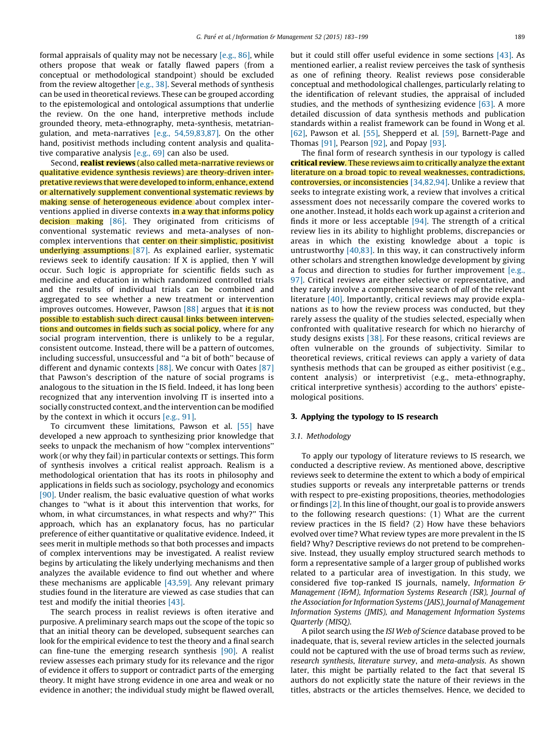formal appraisals of quality may not be necessary [e.g., 86], while others propose that weak or fatally flawed papers (from a conceptual or methodological standpoint) should be excluded from the review altogether [e.g., 38]. Several methods of synthesis can be used in theoretical reviews. These can be grouped according to the epistemological and ontological assumptions that underlie the review. On the one hand, interpretive methods include grounded theory, meta-ethnography, meta-synthesis, metatriangulation, and meta-narratives [e.g., 54,59,83,87]. On the other hand, positivist methods including content analysis and qualitative comparative analysis [e.g., 69] can also be used.

Second, **realist reviews** (also called meta-narrative reviews or qualitative evidence synthesis reviews) are theory-driven interpretative reviews that were developed to inform, enhance, extend or alternatively supplement conventional systematic reviews by making sense of heterogeneous evidence about complex interventions applied in diverse contexts in a way that informs policy decision making [86]. They originated from criticisms of conventional systematic reviews and meta-analyses of non-complex interventions that center on their simplistic, positivist underlying assumptions [87]. As explained earlier, systematic reviews seek to identify causation: If X is applied, then Y will occur. Such logic is appropriate for scientific fields such as medicine and education in which randomized controlled trials and the results of individual trials can be combined and aggregated to see whether a new treatment or intervention improves outcomes. However, Pawson [88] argues that it is not possible to establish such direct causal links between interventions and outcomes in fields such as social policy, where for any social program intervention, there is unlikely to be a regular, consistent outcome. Instead, there will be a pattern of outcomes, including successful, unsuccessful and ''a bit of both'' because of different and dynamic contexts [88]. We concur with Oates [87] that Pawson's description of the nature of social programs is analogous to the situation in the IS field. Indeed, it has long been recognized that any intervention involving IT is inserted into a socially constructed context, and the intervention can be modified by the context in which it occurs [e.g., 91].

To circumvent these limitations, Pawson et al. [55] have developed a new approach to synthesizing prior knowledge that seeks to unpack the mechanism of how ''complex interventions'' work (or why they fail) in particular contexts or settings. This form of synthesis involves a critical realist approach. Realism is a methodological orientation that has its roots in philosophy and applications in fields such as sociology, psychology and economics [90]. Under realism, the basic evaluative question of what works changes to ''what is it about this intervention that works, for whom, in what circumstances, in what respects and why?'' This approach, which has an explanatory focus, has no particular preference of either quantitative or qualitative evidence. Indeed, it sees merit in multiple methods so that both processes and impacts of complex interventions may be investigated. A realist review begins by articulating the likely underlying mechanisms and then analyzes the available evidence to find out whether and where these mechanisms are applicable [43,59]. Any relevant primary studies found in the literature are viewed as case studies that can test and modify the initial theories [43].

The search process in realist reviews is often iterative and purposive. A preliminary search maps out the scope of the topic so that an initial theory can be developed, subsequent searches can look for the empirical evidence to test the theory and a final search can fine-tune the emerging research synthesis [90]. A realist review assesses each primary study for its relevance and the rigor of evidence it offers to support or contradict parts of the emerging theory. It might have strong evidence in one area and weak or no evidence in another; the individual study might be flawed overall, but it could still offer useful evidence in some sections [43]. As mentioned earlier, a realist review perceives the task of synthesis as one of refining theory. Realist reviews pose considerable conceptual and methodological challenges, particularly relating to the identification of relevant studies, the appraisal of included studies, and the methods of synthesizing evidence [63]. A more detailed discussion of data synthesis methods and publication standards within a realist framework can be found in Wong et al. [62], Pawson et al. [55], Shepperd et al. [59], Barnett-Page and Thomas [91], Pearson [92], and Popay [93].

The final form of research synthesis in our typology is called **critical review**. These reviews aim to critically analyze the extant literature on a broad topic to reveal weaknesses, contradictions, controversies, or inconsistencies [34,82,94]. Unlike a review that seeks to integrate existing work, a review that involves a critical assessment does not necessarily compare the covered works to one another. Instead, it holds each work up against a criterion and finds it more or less acceptable [94]. The strength of a critical review lies in its ability to highlight problems, discrepancies or areas in which the existing knowledge about a topic is untrustworthy [40,83]. In this way, it can constructively inform other scholars and strengthen knowledge development by giving a focus and direction to studies for further improvement [e.g., 97]. Critical reviews are either selective or representative, and they rarely involve a comprehensive search of *all* of the relevant literature [40]. Importantly, critical reviews may provide explanations as to how the review process was conducted, but they rarely assess the quality of the studies selected, especially when confronted with qualitative research for which no hierarchy of study designs exists [38]. For these reasons, critical reviews are often vulnerable on the grounds of subjectivity. Similar to theoretical reviews, critical reviews can apply a variety of data synthesis methods that can be grouped as either positivist (e.g., content analysis) or interpretivist (e.g., meta-ethnography, critical interpretive synthesis) according to the authors' epistemological positions.

## 3. Applying the typology to IS research

### 3.1. Methodology

To apply our typology of literature reviews to IS research, we conducted a descriptive review. As mentioned above, descriptive reviews seek to determine the extent to which a body of empirical studies supports or reveals any interpretable patterns or trends with respect to pre-existing propositions, theories, methodologies or findings [2]. In this line of thought, our goal is to provide answers to the following research questions: (1) What are the current review practices in the IS field? (2) How have these behaviors evolved over time? What review types are more prevalent in the IS field? Why? Descriptive reviews do not pretend to be comprehensive. Instead, they usually employ structured search methods to form a representative sample of a larger group of published works related to a particular area of investigation. In this study, we considered five top-ranked IS journals, namely, *Information & Management (I&M), Information Systems Research (ISR), Journal of the Association for Information Systems (JAIS), Journal of Management Information Systems (JMIS), and Management Information Systems Quarterly (MISQ)*.

A pilot search using the *ISI Web of Science* database proved to be inadequate, that is, several review articles in the selected journals could not be captured with the use of broad terms such as *review*, *research synthesis*, *literature survey*, and *meta-analysis*. As shown later, this might be partially related to the fact that several IS authors do not explicitly state the nature of their reviews in the titles, abstracts or the articles themselves. Hence, we decided to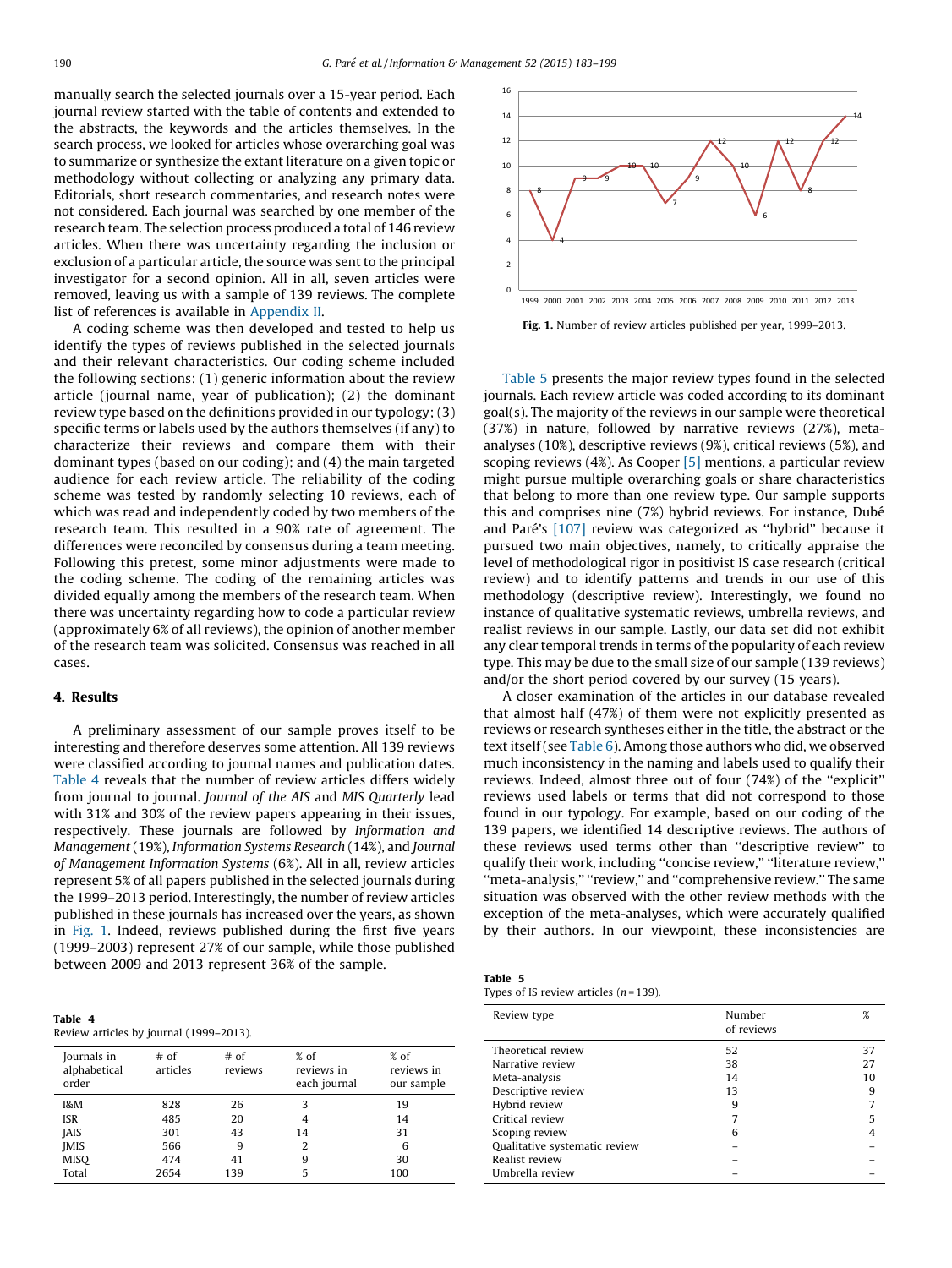manually search the selected journals over a 15-year period. Each journal review started with the table of contents and extended to the abstracts, the keywords and the articles themselves. In the search process, we looked for articles whose overarching goal was to summarize or synthesize the extant literature on a given topic or methodology without collecting or analyzing any primary data. Editorials, short research commentaries, and research notes were not considered. Each journal was searched by one member of the research team. The selection process produced a total of 146 review articles. When there was uncertainty regarding the inclusion or exclusion of a particular article, the source was sent to the principal investigator for a second opinion. All in all, seven articles were removed, leaving us with a sample of 139 reviews. The complete list of references is available in Appendix II.

A coding scheme was then developed and tested to help us identify the types of reviews published in the selected journals and their relevant characteristics. Our coding scheme included the following sections: (1) generic information about the review article (journal name, year of publication); (2) the dominant review type based on the definitions provided in our typology; (3) specific terms or labels used by the authors themselves (if any) to characterize their reviews and compare them with their dominant types (based on our coding); and (4) the main targeted audience for each review article. The reliability of the coding scheme was tested by randomly selecting 10 reviews, each of which was read and independently coded by two members of the research team. This resulted in a 90% rate of agreement. The differences were reconciled by consensus during a team meeting. Following this pretest, some minor adjustments were made to the coding scheme. The coding of the remaining articles was divided equally among the members of the research team. When there was uncertainty regarding how to code a particular review (approximately 6% of all reviews), the opinion of another member of the research team was solicited. Consensus was reached in all cases.

## 4. Results

A preliminary assessment of our sample proves itself to be interesting and therefore deserves some attention. All 139 reviews were classified according to journal names and publication dates. Table 4 reveals that the number of review articles differs widely from journal to journal. *Journal of the AIS* and *MIS Quarterly* lead with 31% and 30% of the review papers appearing in their issues, respectively. These journals are followed by *Information and Management* (19%), *Information Systems Research* (14%), and *Journal of Management Information Systems* (6%). All in all, review articles represent 5% of all papers published in the selected journals during the 1999–2013 period. Interestingly, the number of review articles published in these journals has increased over the years, as shown in Fig. 1. Indeed, reviews published during the first five years (1999–2003) represent 27% of our sample, while those published between 2009 and 2013 represent 36% of the sample.

**Table 4**
Review articles by journal (1999–2013).

| Journals in alphabetical order | # of articles | # of reviews | % of reviews in each journal | % of reviews in our sample |
|---|---|---|---|---|
| I&M | 828 | 26 | 3 | 19 |
| ISR | 485 | 20 | 4 | 14 |
| JAIS | 301 | 43 | 14 | 31 |
| JMIS | 566 | 9 | 2 | 6 |
| MISQ | 474 | 41 | 9 | 30 |
| Total | 2654 | 139 | 5 | 100 |

| Year | 1999 | 2000 | 2001 | 2002 | 2003 | 2004 | 2005 | 2006 | 2007 | 2008 | 2009 | 2010 | 2011 | 2012 | 2013 |
|---|---|---|---|---|---|---|---|---|---|---|---|---|---|---|---|
| Reviews | 8 | 4 | 9 | 9 | 10 | 10 | 7 | 9 | 12 | 10 | 6 | 12 | 8 | 12 | 14 |

**Fig. 1.** Number of review articles published per year, 1999–2013.

Table 5 presents the major review types found in the selected journals. Each review article was coded according to its dominant goal(s). The majority of the reviews in our sample were theoretical (37%) in nature, followed by narrative reviews (27%), meta-analyses (10%), descriptive reviews (9%), critical reviews (5%), and scoping reviews (4%). As Cooper [5] mentions, a particular review might pursue multiple overarching goals or share characteristics that belong to more than one review type. Our sample supports this and comprises nine (7%) hybrid reviews. For instance, Dubé and Paré's [107] review was categorized as "hybrid" because it pursued two main objectives, namely, to critically appraise the level of methodological rigor in positivist IS case research (critical review) and to identify patterns and trends in our use of this methodology (descriptive review). Interestingly, we found no instance of qualitative systematic reviews, umbrella reviews, and realist reviews in our sample. Lastly, our data set did not exhibit any clear temporal trends in terms of the popularity of each review type. This may be due to the small size of our sample (139 reviews) and/or the short period covered by our survey (15 years).

A closer examination of the articles in our database revealed that almost half (47%) of them were not explicitly presented as reviews or research syntheses either in the title, the abstract or the text itself (see Table 6). Among those authors who did, we observed much inconsistency in the naming and labels used to qualify their reviews. Indeed, almost three out of four (74%) of the "explicit" reviews used labels or terms that did not correspond to those found in our typology. For example, based on our coding of the 139 papers, we identified 14 descriptive reviews. The authors of these reviews used terms other than "descriptive review" to qualify their work, including "concise review," "literature review," "meta-analysis," "review," and "comprehensive review." The same situation was observed with the other review methods with the exception of the meta-analyses, which were accurately qualified by their authors. In our viewpoint, these inconsistencies are

**Table 5**
Types of IS review articles ($n = 139$).

| Review type | Number of reviews | % |
|---|---|---|
| Theoretical review | 52 | 37 |
| Narrative review | 38 | 27 |
| Meta-analysis | 14 | 10 |
| Descriptive review | 13 | 9 |
| Hybrid review | 9 | 7 |
| Critical review | 7 | 5 |
| Scoping review | 6 | 4 |
| Qualitative systematic review | – | – |
| Realist review | – | – |
| Umbrella review | – | – |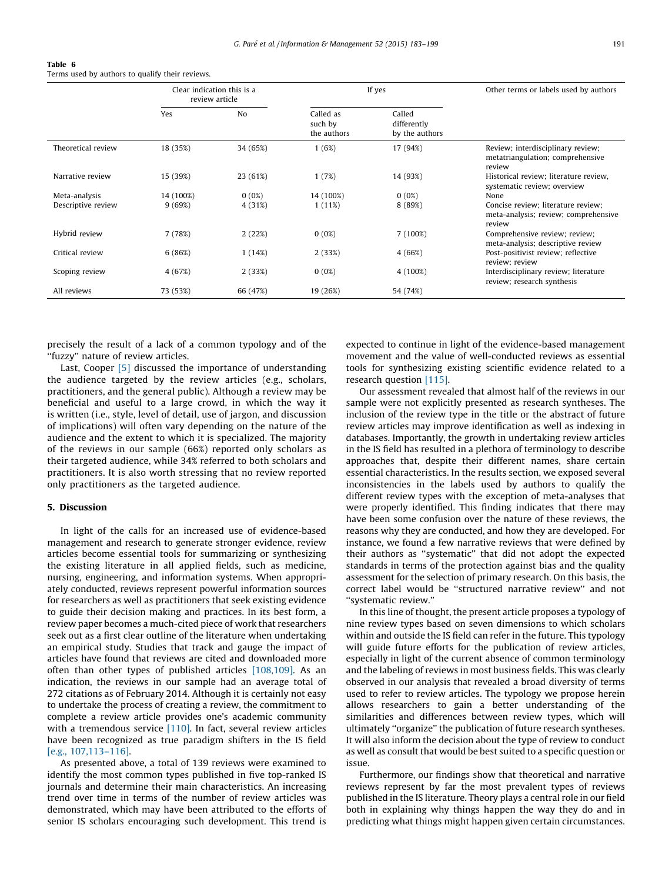**Table 6**
Terms used by authors to qualify their reviews.

| | Clear indication this is a review article | | If yes | | Other terms or labels used by authors |
|---|---|---|---|---|---|
| | Yes | No | Called as such by the authors | Called differently by the authors | |
| Theoretical review | 18 (35%) | 34 (65%) | 1 (6%) | 17 (94%) | Review; interdisciplinary review; metatriangulation; comprehensive review |
| Narrative review | 15 (39%) | 23 (61%) | 1 (7%) | 14 (93%) | Historical review; literature review, systematic review; overview |
| Meta-analysis | 14 (100%) | 0 (0%) | 14 (100%) | 0 (0%) | None |
| Descriptive review | 9 (69%) | 4 (31%) | 1 (11%) | 8 (89%) | Concise review; literature review; meta-analysis; review; comprehensive review |
| Hybrid review | 7 (78%) | 2 (22%) | 0 (0%) | 7 (100%) | Comprehensive review; review; meta-analysis; descriptive review |
| Critical review | 6 (86%) | 1 (14%) | 2 (33%) | 4 (66%) | Post-positivist review; reflective review; review |
| Scoping review | 4 (67%) | 2 (33%) | 0 (0%) | 4 (100%) | Interdisciplinary review; literature review; research synthesis |
| All reviews | 73 (53%) | 66 (47%) | 19 (26%) | 54 (74%) | |

precisely the result of a lack of a common typology and of the "fuzzy" nature of review articles.

Last, Cooper [5] discussed the importance of understanding the audience targeted by the review articles (e.g., scholars, practitioners, and the general public). Although a review may be beneficial and useful to a large crowd, in which the way it is written (i.e., style, level of detail, use of jargon, and discussion of implications) will often vary depending on the nature of the audience and the extent to which it is specialized. The majority of the reviews in our sample (66%) reported only scholars as their targeted audience, while 34% referred to both scholars and practitioners. It is also worth stressing that no review reported only practitioners as the targeted audience.

## 5. Discussion

In light of the calls for an increased use of evidence-based management and research to generate stronger evidence, review articles become essential tools for summarizing or synthesizing the existing literature in all applied fields, such as medicine, nursing, engineering, and information systems. When appropriately conducted, reviews represent powerful information sources for researchers as well as practitioners that seek existing evidence to guide their decision making and practices. In its best form, a review paper becomes a much-cited piece of work that researchers seek out as a first clear outline of the literature when undertaking an empirical study. Studies that track and gauge the impact of articles have found that reviews are cited and downloaded more often than other types of published articles [108,109]. As an indication, the reviews in our sample had an average total of 272 citations as of February 2014. Although it is certainly not easy to undertake the process of creating a review, the commitment to complete a review article provides one's academic community with a tremendous service [110]. In fact, several review articles have been recognized as true paradigm shifters in the IS field [e.g., 107,113–116].

As presented above, a total of 139 reviews were examined to identify the most common types published in five top-ranked IS journals and determine their main characteristics. An increasing trend over time in terms of the number of review articles was demonstrated, which may have been attributed to the efforts of senior IS scholars encouraging such development. This trend is expected to continue in light of the evidence-based management movement and the value of well-conducted reviews as essential tools for synthesizing existing scientific evidence related to a research question [115].

Our assessment revealed that almost half of the reviews in our sample were not explicitly presented as research syntheses. The inclusion of the review type in the title or the abstract of future review articles may improve identification as well as indexing in databases. Importantly, the growth in undertaking review articles in the IS field has resulted in a plethora of terminology to describe approaches that, despite their different names, share certain essential characteristics. In the results section, we exposed several inconsistencies in the labels used by authors to qualify the different review types with the exception of meta-analyses that were properly identified. This finding indicates that there may have been some confusion over the nature of these reviews, the reasons why they are conducted, and how they are developed. For instance, we found a few narrative reviews that were defined by their authors as "systematic" that did not adopt the expected standards in terms of the protection against bias and the quality assessment for the selection of primary research. On this basis, the correct label would be "structured narrative review" and not "systematic review."

In this line of thought, the present article proposes a typology of nine review types based on seven dimensions to which scholars within and outside the IS field can refer in the future. This typology will guide future efforts for the publication of review articles, especially in light of the current absence of common terminology and the labeling of reviews in most business fields. This was clearly observed in our analysis that revealed a broad diversity of terms used to refer to review articles. The typology we propose herein allows researchers to gain a better understanding of the similarities and differences between review types, which will ultimately "organize" the publication of future research syntheses. It will also inform the decision about the type of review to conduct as well as consult that would be best suited to a specific question or issue.

Furthermore, our findings show that theoretical and narrative reviews represent by far the most prevalent types of reviews published in the IS literature. Theory plays a central role in our field both in explaining why things happen the way they do and in predicting what things might happen given certain circumstances.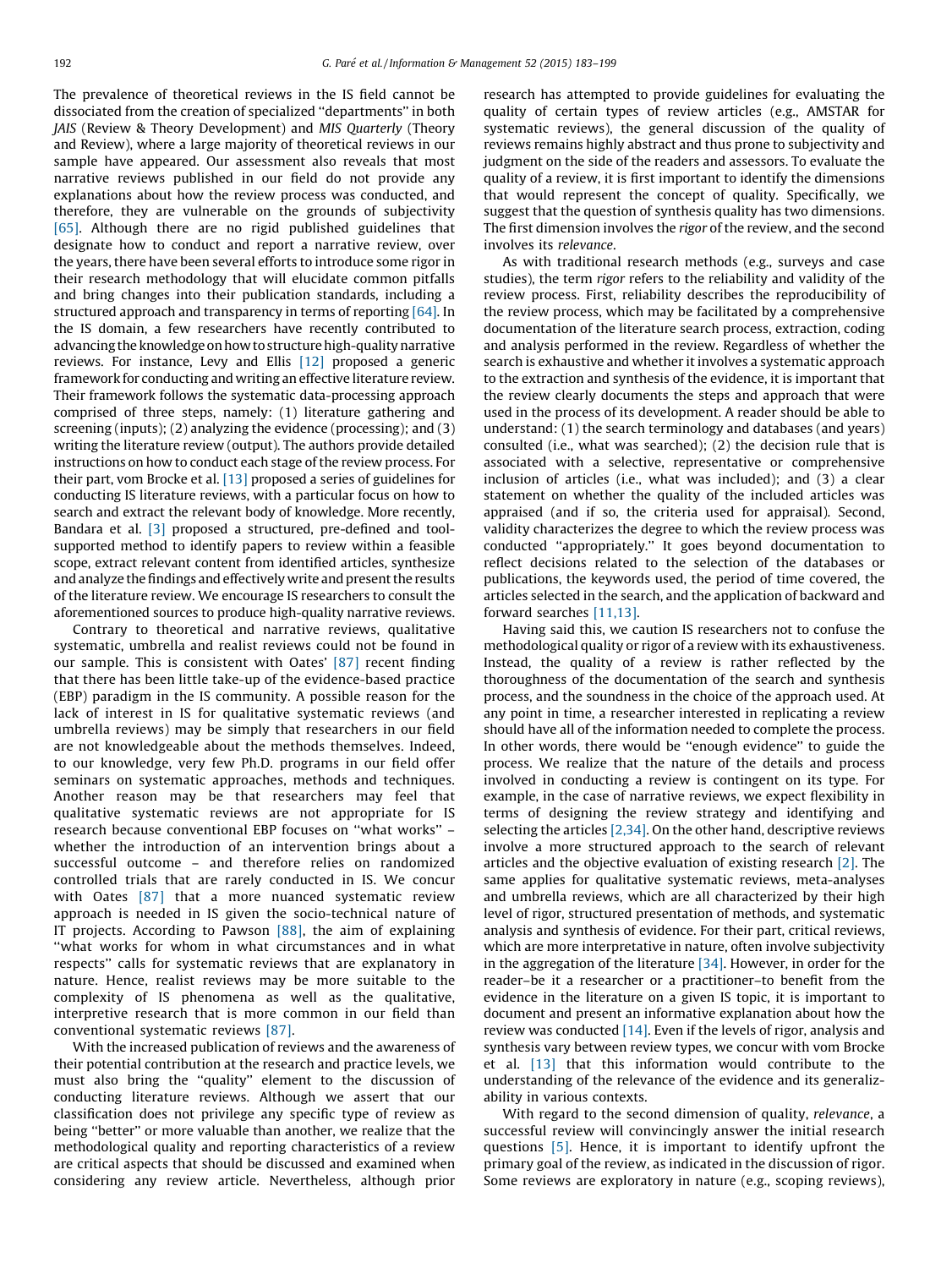The prevalence of theoretical reviews in the IS field cannot be dissociated from the creation of specialized "departments" in both *JAIS* (Review & Theory Development) and *MIS Quarterly* (Theory and Review), where a large majority of theoretical reviews in our sample have appeared. Our assessment also reveals that most narrative reviews published in our field do not provide any explanations about how the review process was conducted, and therefore, they are vulnerable on the grounds of subjectivity [65]. Although there are no rigid published guidelines that designate how to conduct and report a narrative review, over the years, there have been several efforts to introduce some rigor in their research methodology that will elucidate common pitfalls and bring changes into their publication standards, including a structured approach and transparency in terms of reporting [64]. In the IS domain, a few researchers have recently contributed to advancing the knowledge on how to structure high-quality narrative reviews. For instance, Levy and Ellis [12] proposed a generic framework for conducting and writing an effective literature review. Their framework follows the systematic data-processing approach comprised of three steps, namely: (1) literature gathering and screening (inputs); (2) analyzing the evidence (processing); and (3) writing the literature review (output). The authors provide detailed instructions on how to conduct each stage of the review process. For their part, vom Brocke et al. [13] proposed a series of guidelines for conducting IS literature reviews, with a particular focus on how to search and extract the relevant body of knowledge. More recently, Bandara et al. [3] proposed a structured, pre-defined and tool-supported method to identify papers to review within a feasible scope, extract relevant content from identified articles, synthesize and analyze the findings and effectively write and present the results of the literature review. We encourage IS researchers to consult the aforementioned sources to produce high-quality narrative reviews.

Contrary to theoretical and narrative reviews, qualitative systematic, umbrella and realist reviews could not be found in our sample. This is consistent with Oates' [87] recent finding that there has been little take-up of the evidence-based practice (EBP) paradigm in the IS community. A possible reason for the lack of interest in IS for qualitative systematic reviews (and umbrella reviews) may be simply that researchers in our field are not knowledgeable about the methods themselves. Indeed, to our knowledge, very few Ph.D. programs in our field offer seminars on systematic approaches, methods and techniques. Another reason may be that researchers may feel that qualitative systematic reviews are not appropriate for IS research because conventional EBP focuses on "what works" – whether the introduction of an intervention brings about a successful outcome – and therefore relies on randomized controlled trials that are rarely conducted in IS. We concur with Oates [87] that a more nuanced systematic review approach is needed in IS given the socio-technical nature of IT projects. According to Pawson [88], the aim of explaining "what works for whom in what circumstances and in what respects" calls for systematic reviews that are explanatory in nature. Hence, realist reviews may be more suitable to the complexity of IS phenomena as well as the qualitative, interpretive research that is more common in our field than conventional systematic reviews [87].

With the increased publication of reviews and the awareness of their potential contribution at the research and practice levels, we must also bring the "quality" element to the discussion of conducting literature reviews. Although we assert that our classification does not privilege any specific type of review as being "better" or more valuable than another, we realize that the methodological quality and reporting characteristics of a review are critical aspects that should be discussed and examined when considering any review article. Nevertheless, although prior research has attempted to provide guidelines for evaluating the quality of certain types of review articles (e.g., AMSTAR for systematic reviews), the general discussion of the quality of reviews remains highly abstract and thus prone to subjectivity and judgment on the side of the readers and assessors. To evaluate the quality of a review, it is first important to identify the dimensions that would represent the concept of quality. Specifically, we suggest that the question of synthesis quality has two dimensions. The first dimension involves the *rigor* of the review, and the second involves its *relevance*.

As with traditional research methods (e.g., surveys and case studies), the term *rigor* refers to the reliability and validity of the review process. First, reliability describes the reproducibility of the review process, which may be facilitated by a comprehensive documentation of the literature search process, extraction, coding and analysis performed in the review. Regardless of whether the search is exhaustive and whether it involves a systematic approach to the extraction and synthesis of the evidence, it is important that the review clearly documents the steps and approach that were used in the process of its development. A reader should be able to understand: (1) the search terminology and databases (and years) consulted (i.e., what was searched); (2) the decision rule that is associated with a selective, representative or comprehensive inclusion of articles (i.e., what was included); and (3) a clear statement on whether the quality of the included articles was appraised (and if so, the criteria used for appraisal). Second, validity characterizes the degree to which the review process was conducted "appropriately." It goes beyond documentation to reflect decisions related to the selection of the databases or publications, the keywords used, the period of time covered, the articles selected in the search, and the application of backward and forward searches [11,13].

Having said this, we caution IS researchers not to confuse the methodological quality or rigor of a review with its exhaustiveness. Instead, the quality of a review is rather reflected by the thoroughness of the documentation of the search and synthesis process, and the soundness in the choice of the approach used. At any point in time, a researcher interested in replicating a review should have all of the information needed to complete the process. In other words, there would be "enough evidence" to guide the process. We realize that the nature of the details and process involved in conducting a review is contingent on its type. For example, in the case of narrative reviews, we expect flexibility in terms of designing the review strategy and identifying and selecting the articles [2,34]. On the other hand, descriptive reviews involve a more structured approach to the search of relevant articles and the objective evaluation of existing research [2]. The same applies for qualitative systematic reviews, meta-analyses and umbrella reviews, which are all characterized by their high level of rigor, structured presentation of methods, and systematic analysis and synthesis of evidence. For their part, critical reviews, which are more interpretative in nature, often involve subjectivity in the aggregation of the literature [34]. However, in order for the reader–be it a researcher or a practitioner–to benefit from the evidence in the literature on a given IS topic, it is important to document and present an informative explanation about how the review was conducted [14]. Even if the levels of rigor, analysis and synthesis vary between review types, we concur with vom Brocke et al. [13] that this information would contribute to the understanding of the relevance of the evidence and its generalizability in various contexts.

With regard to the second dimension of quality, *relevance*, a successful review will convincingly answer the initial research questions [5]. Hence, it is important to identify upfront the primary goal of the review, as indicated in the discussion of rigor. Some reviews are exploratory in nature (e.g., scoping reviews),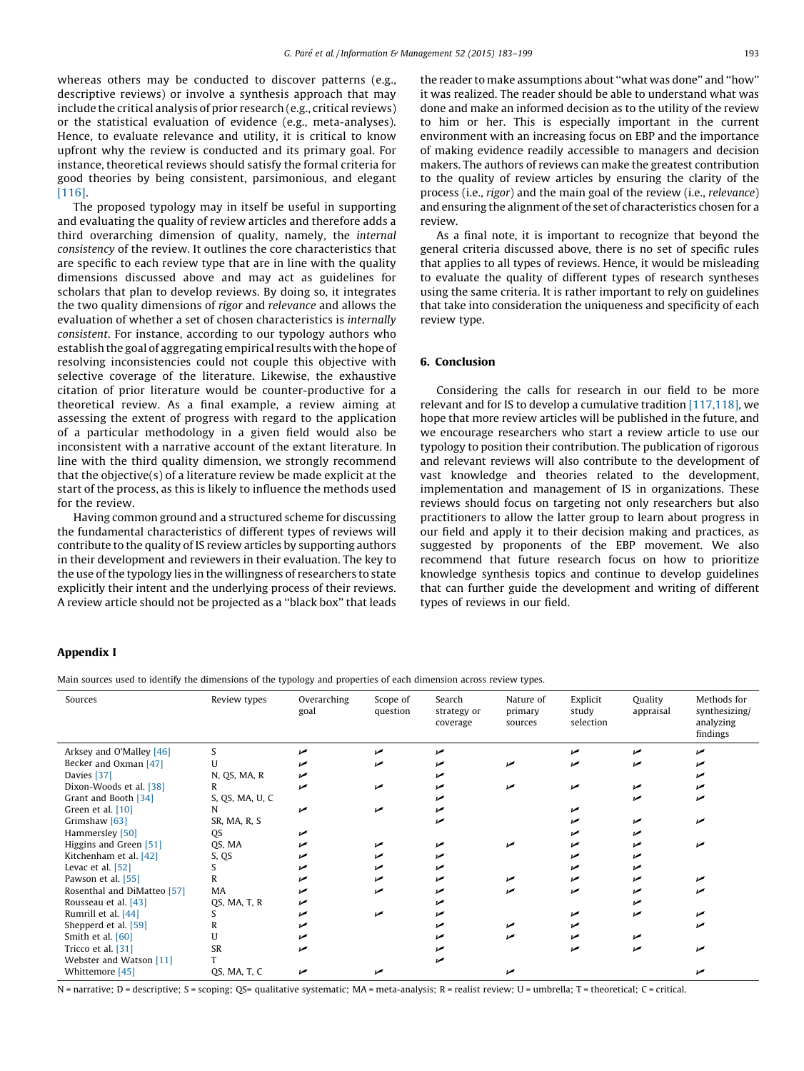whereas others may be conducted to discover patterns (e.g., descriptive reviews) or involve a synthesis approach that may include the critical analysis of prior research (e.g., critical reviews) or the statistical evaluation of evidence (e.g., meta-analyses). Hence, to evaluate relevance and utility, it is critical to know upfront why the review is conducted and its primary goal. For instance, theoretical reviews should satisfy the formal criteria for good theories by being consistent, parsimonious, and elegant [116].

The proposed typology may in itself be useful in supporting and evaluating the quality of review articles and therefore adds a third overarching dimension of quality, namely, the *internal consistency* of the review. It outlines the core characteristics that are specific to each review type that are in line with the quality dimensions discussed above and may act as guidelines for scholars that plan to develop reviews. By doing so, it integrates the two quality dimensions of *rigor* and *relevance* and allows the evaluation of whether a set of chosen characteristics is *internally consistent*. For instance, according to our typology authors who establish the goal of aggregating empirical results with the hope of resolving inconsistencies could not couple this objective with selective coverage of the literature. Likewise, the exhaustive citation of prior literature would be counter-productive for a theoretical review. As a final example, a review aiming at assessing the extent of progress with regard to the application of a particular methodology in a given field would also be inconsistent with a narrative account of the extant literature. In line with the third quality dimension, we strongly recommend that the objective(s) of a literature review be made explicit at the start of the process, as this is likely to influence the methods used for the review.

Having common ground and a structured scheme for discussing the fundamental characteristics of different types of reviews will contribute to the quality of IS review articles by supporting authors in their development and reviewers in their evaluation. The key to the use of the typology lies in the willingness of researchers to state explicitly their intent and the underlying process of their reviews. A review article should not be projected as a "black box" that leads the reader to make assumptions about "what was done" and "how" it was realized. The reader should be able to understand what was done and make an informed decision as to the utility of the review to him or her. This is especially important in the current environment with an increasing focus on EBP and the importance of making evidence readily accessible to managers and decision makers. The authors of reviews can make the greatest contribution to the quality of review articles by ensuring the clarity of the process (i.e., *rigor*) and the main goal of the review (i.e., *relevance*) and ensuring the alignment of the set of characteristics chosen for a review.

As a final note, it is important to recognize that beyond the general criteria discussed above, there is no set of specific rules that applies to all types of reviews. Hence, it would be misleading to evaluate the quality of different types of research syntheses using the same criteria. It is rather important to rely on guidelines that take into consideration the uniqueness and specificity of each review type.

## 6. Conclusion

Considering the calls for research in our field to be more relevant and for IS to develop a cumulative tradition [117,118], we hope that more review articles will be published in the future, and we encourage researchers who start a review article to use our typology to position their contribution. The publication of rigorous and relevant reviews will also contribute to the development of vast knowledge and theories related to the development, implementation and management of IS in organizations. These reviews should focus on targeting not only researchers but also practitioners to allow the latter group to learn about progress in our field and apply it to their decision making and practices, as suggested by proponents of the EBP movement. We also recommend that future research focus on how to prioritize knowledge synthesis topics and continue to develop guidelines that can further guide the development and writing of different types of reviews in our field.

## Appendix I

Main sources used to identify the dimensions of the typology and properties of each dimension across review types.

| Sources | Review types | Overarching goal | Scope of question | Search strategy or coverage | Nature of primary sources | Explicit study selection | Quality appraisal | Methods for synthesizing/analyzing findings |
|---|---|---|---|---|---|---|---|---|
| Arksey and O'Malley [46] | S | ✓ | ✓ | ✓ | | ✓ | ✓ | ✓ |
| Becker and Oxman [47] | U | ✓ | ✓ | ✓ | ✓ | ✓ | ✓ | ✓ |
| Davies [37] | N, QS, MA, R | ✓ | | ✓ | | | | ✓ |
| Dixon-Woods et al. [38] | R | ✓ | ✓ | ✓ | ✓ | ✓ | ✓ | ✓ |
| Grant and Booth [34] | S, QS, MA, U, C | | | ✓ | | | ✓ | ✓ |
| Green et al. [10] | N | ✓ | ✓ | ✓ | | ✓ | | |
| Grimshaw [63] | SR, MA, R, S | | | ✓ | | ✓ | ✓ | ✓ |
| Hammersley [50] | QS | ✓ | | | | ✓ | ✓ | |
| Higgins and Green [51] | QS, MA | ✓ | ✓ | ✓ | ✓ | ✓ | ✓ | ✓ |
| Kitchenham et al. [42] | S, QS | ✓ | ✓ | ✓ | | ✓ | ✓ | |
| Levac et al. [52] | S | ✓ | ✓ | ✓ | | ✓ | ✓ | |
| Pawson et al. [55] | R | ✓ | ✓ | ✓ | ✓ | ✓ | ✓ | ✓ |
| Rosenthal and DiMatteo [57] | MA | ✓ | ✓ | ✓ | ✓ | ✓ | ✓ | ✓ |
| Rousseau et al. [43] | QS, MA, T, R | ✓ | | ✓ | | | ✓ | |
| Rumrill et al. [44] | S | ✓ | ✓ | ✓ | | ✓ | ✓ | ✓ |
| Shepperd et al. [59] | R | ✓ | | ✓ | ✓ | ✓ | | ✓ |
| Smith et al. [60] | U | ✓ | | ✓ | ✓ | ✓ | ✓ | |
| Tricco et al. [31] | SR | ✓ | | ✓ | | ✓ | ✓ | ✓ |
| Webster and Watson [11] | T | | | ✓ | | | | |
| Whittemore [45] | QS, MA, T, C | ✓ | ✓ | | ✓ | | | ✓ |

N = narrative; D = descriptive; S = scoping; QS= qualitative systematic; MA = meta-analysis; R = realist review; U = umbrella; T = theoretical; C = critical.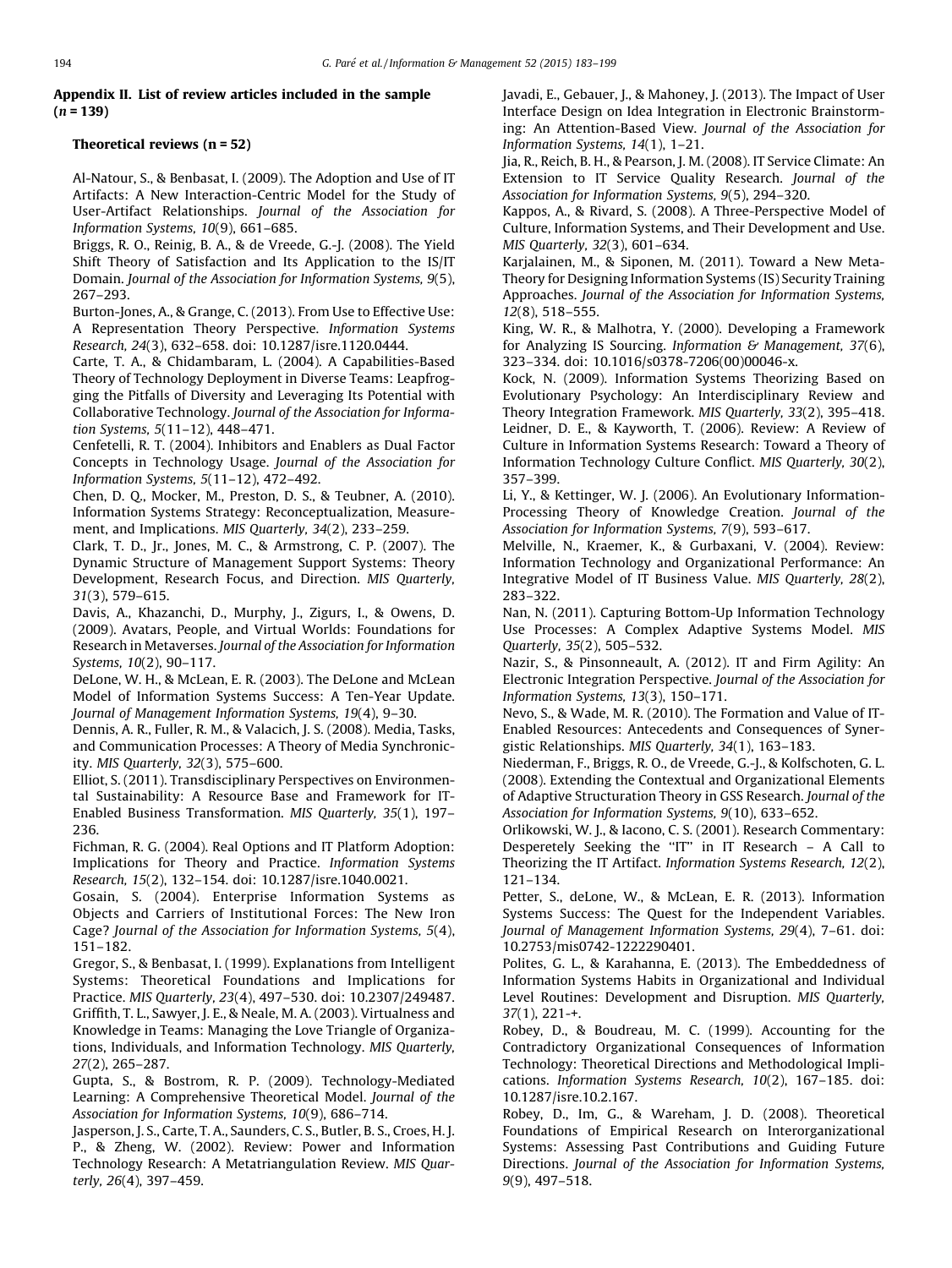## Appendix II. List of review articles included in the sample (*n* = 139)

### Theoretical reviews (n = 52)

Al-Natour, S., & Benbasat, I. (2009). The Adoption and Use of IT Artifacts: A New Interaction-Centric Model for the Study of User-Artifact Relationships. *Journal of the Association for Information Systems, 10*(9), 661–685.

Briggs, R. O., Reinig, B. A., & de Vreede, G.-J. (2008). The Yield Shift Theory of Satisfaction and Its Application to the IS/IT Domain. *Journal of the Association for Information Systems, 9*(5), 267–293.

Burton-Jones, A., & Grange, C. (2013). From Use to Effective Use: A Representation Theory Perspective. *Information Systems Research, 24*(3), 632–658. doi: 10.1287/isre.1120.0444.

Carte, T. A., & Chidambaram, L. (2004). A Capabilities-Based Theory of Technology Deployment in Diverse Teams: Leapfrogging the Pitfalls of Diversity and Leveraging Its Potential with Collaborative Technology. *Journal of the Association for Information Systems, 5*(11–12), 448–471.

Cenfetelli, R. T. (2004). Inhibitors and Enablers as Dual Factor Concepts in Technology Usage. *Journal of the Association for Information Systems, 5*(11–12), 472–492.

Chen, D. Q., Mocker, M., Preston, D. S., & Teubner, A. (2010). Information Systems Strategy: Reconceptualization, Measurement, and Implications. *MIS Quarterly, 34*(2), 233–259.

Clark, T. D., Jr., Jones, M. C., & Armstrong, C. P. (2007). The Dynamic Structure of Management Support Systems: Theory Development, Research Focus, and Direction. *MIS Quarterly, 31*(3), 579–615.

Davis, A., Khazanchi, D., Murphy, J., Zigurs, I., & Owens, D. (2009). Avatars, People, and Virtual Worlds: Foundations for Research in Metaverses. *Journal of the Association for Information Systems, 10*(2), 90–117.

DeLone, W. H., & McLean, E. R. (2003). The DeLone and McLean Model of Information Systems Success: A Ten-Year Update. *Journal of Management Information Systems, 19*(4), 9–30.

Dennis, A. R., Fuller, R. M., & Valacich, J. S. (2008). Media, Tasks, and Communication Processes: A Theory of Media Synchronicity. *MIS Quarterly, 32*(3), 575–600.

Elliot, S. (2011). Transdisciplinary Perspectives on Environmental Sustainability: A Resource Base and Framework for IT-Enabled Business Transformation. *MIS Quarterly, 35*(1), 197–236.

Fichman, R. G. (2004). Real Options and IT Platform Adoption: Implications for Theory and Practice. *Information Systems Research, 15*(2), 132–154. doi: 10.1287/isre.1040.0021.

Gosain, S. (2004). Enterprise Information Systems as Objects and Carriers of Institutional Forces: The New Iron Cage? *Journal of the Association for Information Systems, 5*(4), 151–182.

Gregor, S., & Benbasat, I. (1999). Explanations from Intelligent Systems: Theoretical Foundations and Implications for Practice. *MIS Quarterly, 23*(4), 497–530. doi: 10.2307/249487.

Griffith, T. L., Sawyer, J. E., & Neale, M. A. (2003). Virtualness and Knowledge in Teams: Managing the Love Triangle of Organizations, Individuals, and Information Technology. *MIS Quarterly, 27*(2), 265–287.

Gupta, S., & Bostrom, R. P. (2009). Technology-Mediated Learning: A Comprehensive Theoretical Model. *Journal of the Association for Information Systems, 10*(9), 686–714.

Jasperson, J. S., Carte, T. A., Saunders, C. S., Butler, B. S., Croes, H. J. P., & Zheng, W. (2002). Review: Power and Information Technology Research: A Metatriangulation Review. *MIS Quarterly, 26*(4), 397–459.

Javadi, E., Gebauer, J., & Mahoney, J. (2013). The Impact of User Interface Design on Idea Integration in Electronic Brainstorming: An Attention-Based View. *Journal of the Association for Information Systems, 14*(1), 1–21.

Jia, R., Reich, B. H., & Pearson, J. M. (2008). IT Service Climate: An Extension to IT Service Quality Research. *Journal of the Association for Information Systems, 9*(5), 294–320.

Kappos, A., & Rivard, S. (2008). A Three-Perspective Model of Culture, Information Systems, and Their Development and Use. *MIS Quarterly, 32*(3), 601–634.

Karjalainen, M., & Siponen, M. (2011). Toward a New Meta-Theory for Designing Information Systems (IS) Security Training Approaches. *Journal of the Association for Information Systems, 12*(8), 518–555.

King, W. R., & Malhotra, Y. (2000). Developing a Framework for Analyzing IS Sourcing. *Information & Management, 37*(6), 323–334. doi: 10.1016/s0378-7206(00)00046-x.

Kock, N. (2009). Information Systems Theorizing Based on Evolutionary Psychology: An Interdisciplinary Review and Theory Integration Framework. *MIS Quarterly, 33*(2), 395–418.

Leidner, D. E., & Kayworth, T. (2006). Review: A Review of Culture in Information Systems Research: Toward a Theory of Information Technology Culture Conflict. *MIS Quarterly, 30*(2), 357–399.

Li, Y., & Kettinger, W. J. (2006). An Evolutionary Information-Processing Theory of Knowledge Creation. *Journal of the Association for Information Systems, 7*(9), 593–617.

Melville, N., Kraemer, K., & Gurbaxani, V. (2004). Review: Information Technology and Organizational Performance: An Integrative Model of IT Business Value. *MIS Quarterly, 28*(2), 283–322.

Nan, N. (2011). Capturing Bottom-Up Information Technology Use Processes: A Complex Adaptive Systems Model. *MIS Quarterly, 35*(2), 505–532.

Nazir, S., & Pinsonneault, A. (2012). IT and Firm Agility: An Electronic Integration Perspective. *Journal of the Association for Information Systems, 13*(3), 150–171.

Nevo, S., & Wade, M. R. (2010). The Formation and Value of IT-Enabled Resources: Antecedents and Consequences of Synergistic Relationships. *MIS Quarterly, 34*(1), 163–183.

Niederman, F., Briggs, R. O., de Vreede, G.-J., & Kolfschoten, G. L. (2008). Extending the Contextual and Organizational Elements of Adaptive Structuration Theory in GSS Research. *Journal of the Association for Information Systems, 9*(10), 633–652.

Orlikowski, W. J., & Iacono, C. S. (2001). Research Commentary: Desperetely Seeking the "IT" in IT Research – A Call to Theorizing the IT Artifact. *Information Systems Research, 12*(2), 121–134.

Petter, S., deLone, W., & McLean, E. R. (2013). Information Systems Success: The Quest for the Independent Variables. *Journal of Management Information Systems, 29*(4), 7–61. doi: 10.2753/mis0742-1222290401.

Polites, G. L., & Karahanna, E. (2013). The Embeddedness of Information Systems Habits in Organizational and Individual Level Routines: Development and Disruption. *MIS Quarterly, 37*(1), 221-+.

Robey, D., & Boudreau, M. C. (1999). Accounting for the Contradictory Organizational Consequences of Information Technology: Theoretical Directions and Methodological Implications. *Information Systems Research, 10*(2), 167–185. doi: 10.1287/isre.10.2.167.

Robey, D., Im, G., & Wareham, J. D. (2008). Theoretical Foundations of Empirical Research on Interorganizational Systems: Assessing Past Contributions and Guiding Future Directions. *Journal of the Association for Information Systems, 9*(9), 497–518.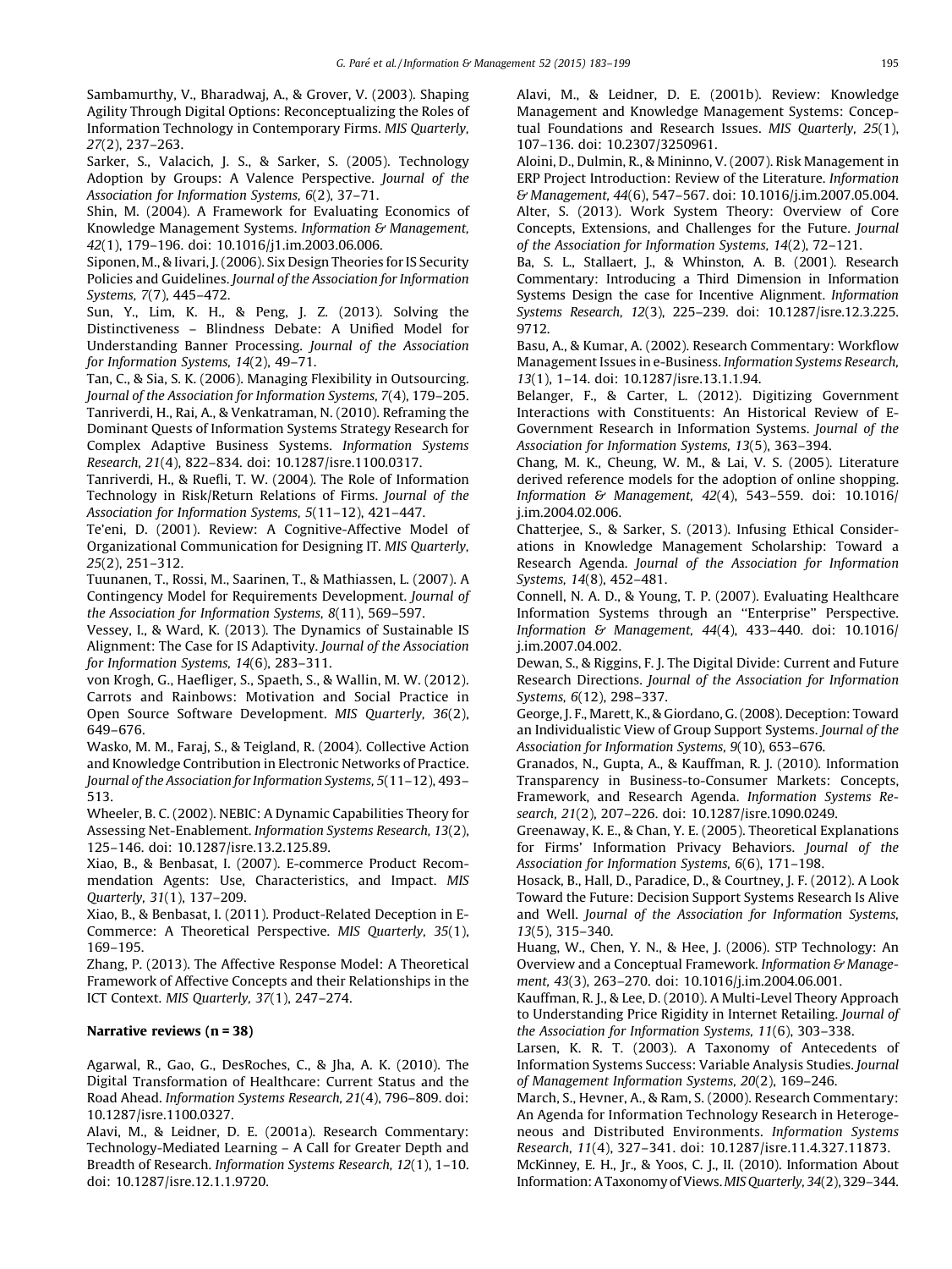Sambamurthy, V., Bharadwaj, A., & Grover, V. (2003). Shaping Agility Through Digital Options: Reconceptualizing the Roles of Information Technology in Contemporary Firms. *MIS Quarterly, 27*(2), 237–263.

Sarker, S., Valacich, J. S., & Sarker, S. (2005). Technology Adoption by Groups: A Valence Perspective. *Journal of the Association for Information Systems, 6*(2), 37–71.

Shin, M. (2004). A Framework for Evaluating Economics of Knowledge Management Systems. *Information & Management, 42*(1), 179–196. doi: 10.1016/j1.im.2003.06.006.

Siponen, M., & Iivari, J. (2006). Six Design Theories for IS Security Policies and Guidelines. *Journal of the Association for Information Systems, 7*(7), 445–472.

Sun, Y., Lim, K. H., & Peng, J. Z. (2013). Solving the Distinctiveness – Blindness Debate: A Unified Model for Understanding Banner Processing. *Journal of the Association for Information Systems, 14*(2), 49–71.

Tan, C., & Sia, S. K. (2006). Managing Flexibility in Outsourcing. *Journal of the Association for Information Systems, 7*(4), 179–205.

Tanriverdi, H., Rai, A., & Venkatraman, N. (2010). Reframing the Dominant Quests of Information Systems Strategy Research for Complex Adaptive Business Systems. *Information Systems Research, 21*(4), 822–834. doi: 10.1287/isre.1100.0317.

Tanriverdi, H., & Ruefli, T. W. (2004). The Role of Information Technology in Risk/Return Relations of Firms. *Journal of the Association for Information Systems, 5*(11–12), 421–447.

Te'eni, D. (2001). Review: A Cognitive-Affective Model of Organizational Communication for Designing IT. *MIS Quarterly, 25*(2), 251–312.

Tuunanen, T., Rossi, M., Saarinen, T., & Mathiassen, L. (2007). A Contingency Model for Requirements Development. *Journal of the Association for Information Systems, 8*(11), 569–597.

Vessey, I., & Ward, K. (2013). The Dynamics of Sustainable IS Alignment: The Case for IS Adaptivity. *Journal of the Association for Information Systems, 14*(6), 283–311.

von Krogh, G., Haefliger, S., Spaeth, S., & Wallin, M. W. (2012). Carrots and Rainbows: Motivation and Social Practice in Open Source Software Development. *MIS Quarterly, 36*(2), 649–676.

Wasko, M. M., Faraj, S., & Teigland, R. (2004). Collective Action and Knowledge Contribution in Electronic Networks of Practice. *Journal of the Association for Information Systems, 5*(11–12), 493–513.

Wheeler, B. C. (2002). NEBIC: A Dynamic Capabilities Theory for Assessing Net-Enablement. *Information Systems Research, 13*(2), 125–146. doi: 10.1287/isre.13.2.125.89.

Xiao, B., & Benbasat, I. (2007). E-commerce Product Recommendation Agents: Use, Characteristics, and Impact. *MIS Quarterly, 31*(1), 137–209.

Xiao, B., & Benbasat, I. (2011). Product-Related Deception in E-Commerce: A Theoretical Perspective. *MIS Quarterly, 35*(1), 169–195.

Zhang, P. (2013). The Affective Response Model: A Theoretical Framework of Affective Concepts and their Relationships in the ICT Context. *MIS Quarterly, 37*(1), 247–274.

**Narrative reviews (n = 38)**

Agarwal, R., Gao, G., DesRoches, C., & Jha, A. K. (2010). The Digital Transformation of Healthcare: Current Status and the Road Ahead. *Information Systems Research, 21*(4), 796–809. doi: 10.1287/isre.1100.0327.

Alavi, M., & Leidner, D. E. (2001a). Research Commentary: Technology-Mediated Learning – A Call for Greater Depth and Breadth of Research. *Information Systems Research, 12*(1), 1–10. doi: 10.1287/isre.12.1.1.9720.

Alavi, M., & Leidner, D. E. (2001b). Review: Knowledge Management and Knowledge Management Systems: Conceptual Foundations and Research Issues. *MIS Quarterly, 25*(1), 107–136. doi: 10.2307/3250961.

Aloini, D., Dulmin, R., & Mininno, V. (2007). Risk Management in ERP Project Introduction: Review of the Literature. *Information & Management, 44*(6), 547–567. doi: 10.1016/j.im.2007.05.004.

Alter, S. (2013). Work System Theory: Overview of Core Concepts, Extensions, and Challenges for the Future. *Journal of the Association for Information Systems, 14*(2), 72–121.

Ba, S. L., Stallaert, J., & Whinston, A. B. (2001). Research Commentary: Introducing a Third Dimension in Information Systems Design the case for Incentive Alignment. *Information Systems Research, 12*(3), 225–239. doi: 10.1287/isre.12.3.225.9712.

Basu, A., & Kumar, A. (2002). Research Commentary: Workflow Management Issues in e-Business. *Information Systems Research, 13*(1), 1–14. doi: 10.1287/isre.13.1.1.94.

Belanger, F., & Carter, L. (2012). Digitizing Government Interactions with Constituents: An Historical Review of E-Government Research in Information Systems. *Journal of the Association for Information Systems, 13*(5), 363–394.

Chang, M. K., Cheung, W. M., & Lai, V. S. (2005). Literature derived reference models for the adoption of online shopping. *Information & Management, 42*(4), 543–559. doi: 10.1016/j.im.2004.02.006.

Chatterjee, S., & Sarker, S. (2013). Infusing Ethical Considerations in Knowledge Management Scholarship: Toward a Research Agenda. *Journal of the Association for Information Systems, 14*(8), 452–481.

Connell, N. A. D., & Young, T. P. (2007). Evaluating Healthcare Information Systems through an "Enterprise" Perspective. *Information & Management, 44*(4), 433–440. doi: 10.1016/j.im.2007.04.002.

Dewan, S., & Riggins, F. J. The Digital Divide: Current and Future Research Directions. *Journal of the Association for Information Systems, 6*(12), 298–337.

George, J. F., Marett, K., & Giordano, G. (2008). Deception: Toward an Individualistic View of Group Support Systems. *Journal of the Association for Information Systems, 9*(10), 653–676.

Granados, N., Gupta, A., & Kauffman, R. J. (2010). Information Transparency in Business-to-Consumer Markets: Concepts, Framework, and Research Agenda. *Information Systems Research, 21*(2), 207–226. doi: 10.1287/isre.1090.0249.

Greenaway, K. E., & Chan, Y. E. (2005). Theoretical Explanations for Firms' Information Privacy Behaviors. *Journal of the Association for Information Systems, 6*(6), 171–198.

Hosack, B., Hall, D., Paradice, D., & Courtney, J. F. (2012). A Look Toward the Future: Decision Support Systems Research Is Alive and Well. *Journal of the Association for Information Systems, 13*(5), 315–340.

Huang, W., Chen, Y. N., & Hee, J. (2006). STP Technology: An Overview and a Conceptual Framework. *Information & Management, 43*(3), 263–270. doi: 10.1016/j.im.2004.06.001.

Kauffman, R. J., & Lee, D. (2010). A Multi-Level Theory Approach to Understanding Price Rigidity in Internet Retailing. *Journal of the Association for Information Systems, 11*(6), 303–338.

Larsen, K. R. T. (2003). A Taxonomy of Antecedents of Information Systems Success: Variable Analysis Studies. *Journal of Management Information Systems, 20*(2), 169–246.

March, S., Hevner, A., & Ram, S. (2000). Research Commentary: An Agenda for Information Technology Research in Heterogeneous and Distributed Environments. *Information Systems Research, 11*(4), 327–341. doi: 10.1287/isre.11.4.327.11873.

McKinney, E. H., Jr., & Yoos, C. J., II. (2010). Information About Information: A Taxonomy of Views. *MIS Quarterly, 34*(2), 329–344.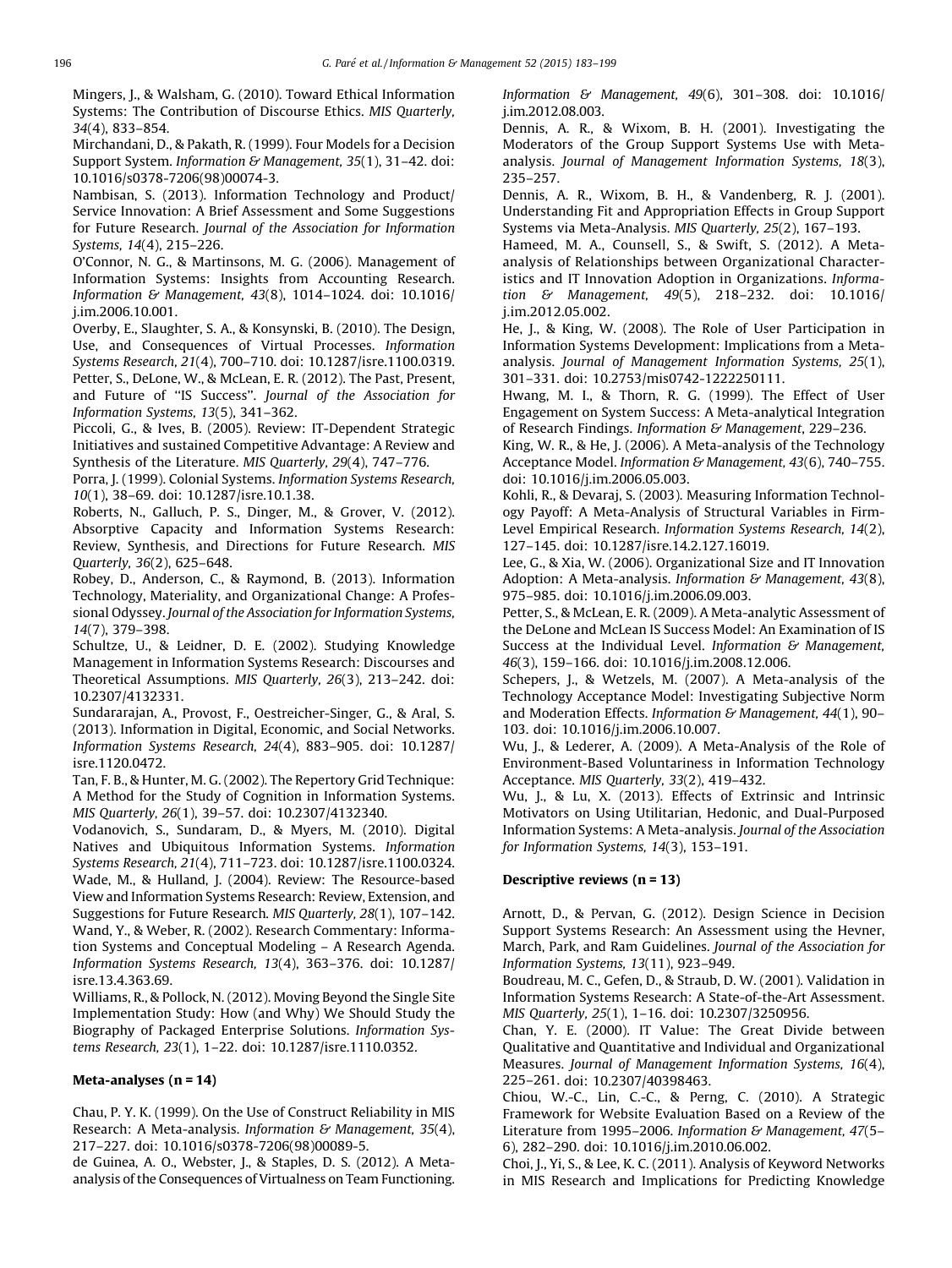Mingers, J., & Walsham, G. (2010). Toward Ethical Information Systems: The Contribution of Discourse Ethics. *MIS Quarterly, 34*(4), 833–854.

Mirchandani, D., & Pakath, R. (1999). Four Models for a Decision Support System. *Information & Management, 35*(1), 31–42. doi: 10.1016/s0378-7206(98)00074-3.

Nambisan, S. (2013). Information Technology and Product/Service Innovation: A Brief Assessment and Some Suggestions for Future Research. *Journal of the Association for Information Systems, 14*(4), 215–226.

O'Connor, N. G., & Martinsons, M. G. (2006). Management of Information Systems: Insights from Accounting Research. *Information & Management, 43*(8), 1014–1024. doi: 10.1016/j.im.2006.10.001.

Overby, E., Slaughter, S. A., & Konsynski, B. (2010). The Design, Use, and Consequences of Virtual Processes. *Information Systems Research, 21*(4), 700–710. doi: 10.1287/isre.1100.0319.

Petter, S., DeLone, W., & McLean, E. R. (2012). The Past, Present, and Future of "IS Success". *Journal of the Association for Information Systems, 13*(5), 341–362.

Piccoli, G., & Ives, B. (2005). Review: IT-Dependent Strategic Initiatives and sustained Competitive Advantage: A Review and Synthesis of the Literature. *MIS Quarterly, 29*(4), 747–776.

Porra, J. (1999). Colonial Systems. *Information Systems Research, 10*(1), 38–69. doi: 10.1287/isre.10.1.38.

Roberts, N., Galluch, P. S., Dinger, M., & Grover, V. (2012). Absorptive Capacity and Information Systems Research: Review, Synthesis, and Directions for Future Research. *MIS Quarterly, 36*(2), 625–648.

Robey, D., Anderson, C., & Raymond, B. (2013). Information Technology, Materiality, and Organizational Change: A Professional Odyssey. *Journal of the Association for Information Systems, 14*(7), 379–398.

Schultze, U., & Leidner, D. E. (2002). Studying Knowledge Management in Information Systems Research: Discourses and Theoretical Assumptions. *MIS Quarterly, 26*(3), 213–242. doi: 10.2307/4132331.

Sundararajan, A., Provost, F., Oestreicher-Singer, G., & Aral, S. (2013). Information in Digital, Economic, and Social Networks. *Information Systems Research, 24*(4), 883–905. doi: 10.1287/isre.1120.0472.

Tan, F. B., & Hunter, M. G. (2002). The Repertory Grid Technique: A Method for the Study of Cognition in Information Systems. *MIS Quarterly, 26*(1), 39–57. doi: 10.2307/4132340.

Vodanovich, S., Sundaram, D., & Myers, M. (2010). Digital Natives and Ubiquitous Information Systems. *Information Systems Research, 21*(4), 711–723. doi: 10.1287/isre.1100.0324.

Wade, M., & Hulland, J. (2004). Review: The Resource-based View and Information Systems Research: Review, Extension, and Suggestions for Future Research. *MIS Quarterly, 28*(1), 107–142.

Wand, Y., & Weber, R. (2002). Research Commentary: Information Systems and Conceptual Modeling – A Research Agenda. *Information Systems Research, 13*(4), 363–376. doi: 10.1287/isre.13.4.363.69.

Williams, R., & Pollock, N. (2012). Moving Beyond the Single Site Implementation Study: How (and Why) We Should Study the Biography of Packaged Enterprise Solutions. *Information Systems Research, 23*(1), 1–22. doi: 10.1287/isre.1110.0352.

### Meta-analyses (n = 14)

Chau, P. Y. K. (1999). On the Use of Construct Reliability in MIS Research: A Meta-analysis. *Information & Management, 35*(4), 217–227. doi: 10.1016/s0378-7206(98)00089-5.

de Guinea, A. O., Webster, J., & Staples, D. S. (2012). A Meta-analysis of the Consequences of Virtualness on Team Functioning. *Information & Management, 49*(6), 301–308. doi: 10.1016/j.im.2012.08.003.

Dennis, A. R., & Wixom, B. H. (2001). Investigating the Moderators of the Group Support Systems Use with Meta-analysis. *Journal of Management Information Systems, 18*(3), 235–257.

Dennis, A. R., Wixom, B. H., & Vandenberg, R. J. (2001). Understanding Fit and Appropriation Effects in Group Support Systems via Meta-Analysis. *MIS Quarterly, 25*(2), 167–193.

Hameed, M. A., Counsell, S., & Swift, S. (2012). A Meta-analysis of Relationships between Organizational Characteristics and IT Innovation Adoption in Organizations. *Information & Management, 49*(5), 218–232. doi: 10.1016/j.im.2012.05.002.

He, J., & King, W. (2008). The Role of User Participation in Information Systems Development: Implications from a Meta-analysis. *Journal of Management Information Systems, 25*(1), 301–331. doi: 10.2753/mis0742-1222250111.

Hwang, M. I., & Thorn, R. G. (1999). The Effect of User Engagement on System Success: A Meta-analytical Integration of Research Findings. *Information & Management*, 229–236.

King, W. R., & He, J. (2006). A Meta-analysis of the Technology Acceptance Model. *Information & Management, 43*(6), 740–755. doi: 10.1016/j.im.2006.05.003.

Kohli, R., & Devaraj, S. (2003). Measuring Information Technology Payoff: A Meta-Analysis of Structural Variables in Firm-Level Empirical Research. *Information Systems Research, 14*(2), 127–145. doi: 10.1287/isre.14.2.127.16019.

Lee, G., & Xia, W. (2006). Organizational Size and IT Innovation Adoption: A Meta-analysis. *Information & Management, 43*(8), 975–985. doi: 10.1016/j.im.2006.09.003.

Petter, S., & McLean, E. R. (2009). A Meta-analytic Assessment of the DeLone and McLean IS Success Model: An Examination of IS Success at the Individual Level. *Information & Management, 46*(3), 159–166. doi: 10.1016/j.im.2008.12.006.

Schepers, J., & Wetzels, M. (2007). A Meta-analysis of the Technology Acceptance Model: Investigating Subjective Norm and Moderation Effects. *Information & Management, 44*(1), 90–103. doi: 10.1016/j.im.2006.10.007.

Wu, J., & Lederer, A. (2009). A Meta-Analysis of the Role of Environment-Based Voluntariness in Information Technology Acceptance. *MIS Quarterly, 33*(2), 419–432.

Wu, J., & Lu, X. (2013). Effects of Extrinsic and Intrinsic Motivators on Using Utilitarian, Hedonic, and Dual-Purposed Information Systems: A Meta-analysis. *Journal of the Association for Information Systems, 14*(3), 153–191.

### Descriptive reviews (n = 13)

Arnott, D., & Pervan, G. (2012). Design Science in Decision Support Systems Research: An Assessment using the Hevner, March, Park, and Ram Guidelines. *Journal of the Association for Information Systems, 13*(11), 923–949.

Boudreau, M. C., Gefen, D., & Straub, D. W. (2001). Validation in Information Systems Research: A State-of-the-Art Assessment. *MIS Quarterly, 25*(1), 1–16. doi: 10.2307/3250956.

Chan, Y. E. (2000). IT Value: The Great Divide between Qualitative and Quantitative and Individual and Organizational Measures. *Journal of Management Information Systems, 16*(4), 225–261. doi: 10.2307/40398463.

Chiou, W.-C., Lin, C.-C., & Perng, C. (2010). A Strategic Framework for Website Evaluation Based on a Review of the Literature from 1995–2006. *Information & Management, 47*(5–6), 282–290. doi: 10.1016/j.im.2010.06.002.

Choi, J., Yi, S., & Lee, K. C. (2011). Analysis of Keyword Networks in MIS Research and Implications for Predicting Knowledge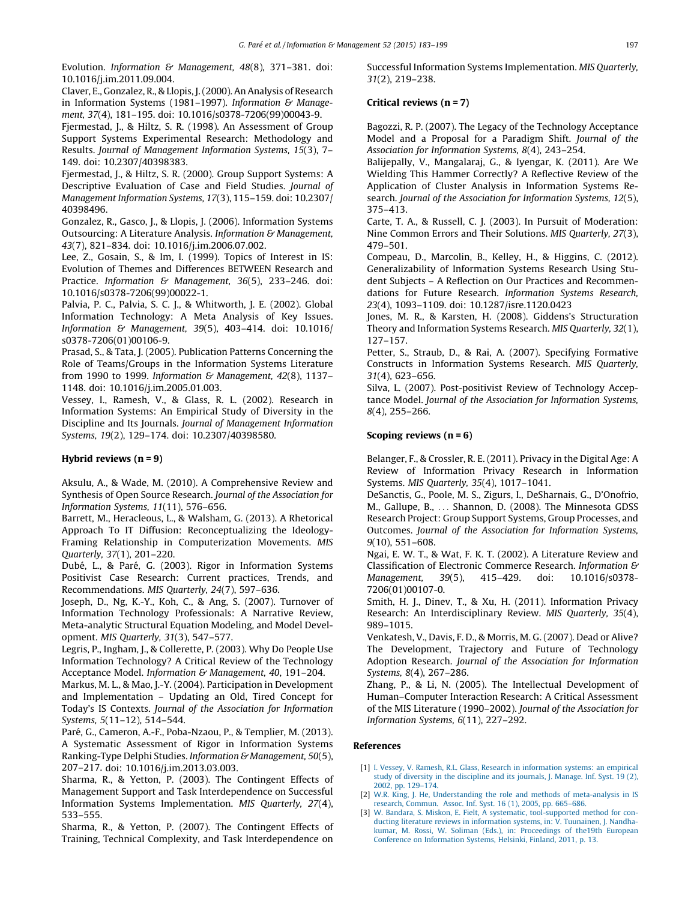Evolution. *Information & Management, 48*(8), 371–381. doi: 10.1016/j.im.2011.09.004.

Claver, E., Gonzalez, R., & Llopis, J. (2000). An Analysis of Research in Information Systems (1981–1997). *Information & Management, 37*(4), 181–195. doi: 10.1016/s0378-7206(99)00043-9.

Fjermestad, J., & Hiltz, S. R. (1998). An Assessment of Group Support Systems Experimental Research: Methodology and Results. *Journal of Management Information Systems, 15*(3), 7–149. doi: 10.2307/40398383.

Fjermestad, J., & Hiltz, S. R. (2000). Group Support Systems: A Descriptive Evaluation of Case and Field Studies. *Journal of Management Information Systems, 17*(3), 115–159. doi: 10.2307/40398496.

Gonzalez, R., Gasco, J., & Llopis, J. (2006). Information Systems Outsourcing: A Literature Analysis. *Information & Management, 43*(7), 821–834. doi: 10.1016/j.im.2006.07.002.

Lee, Z., Gosain, S., & Im, I. (1999). Topics of Interest in IS: Evolution of Themes and Differences BETWEEN Research and Practice. *Information & Management, 36*(5), 233–246. doi: 10.1016/s0378-7206(99)00022-1.

Palvia, P. C., Palvia, S. C. J., & Whitworth, J. E. (2002). Global Information Technology: A Meta Analysis of Key Issues. *Information & Management, 39*(5), 403–414. doi: 10.1016/s0378-7206(01)00106-9.

Prasad, S., & Tata, J. (2005). Publication Patterns Concerning the Role of Teams/Groups in the Information Systems Literature from 1990 to 1999. *Information & Management, 42*(8), 1137–1148. doi: 10.1016/j.im.2005.01.003.

Vessey, I., Ramesh, V., & Glass, R. L. (2002). Research in Information Systems: An Empirical Study of Diversity in the Discipline and Its Journals. *Journal of Management Information Systems, 19*(2), 129–174. doi: 10.2307/40398580.

**Hybrid reviews (n = 9)**

Aksulu, A., & Wade, M. (2010). A Comprehensive Review and Synthesis of Open Source Research. *Journal of the Association for Information Systems, 11*(11), 576–656.

Barrett, M., Heracleous, L., & Walsham, G. (2013). A Rhetorical Approach To IT Diffusion: Reconceptualizing the Ideology-Framing Relationship in Computerization Movements. *MIS Quarterly, 37*(1), 201–220.

Dubé, L., & Paré, G. (2003). Rigor in Information Systems Positivist Case Research: Current practices, Trends, and Recommendations. *MIS Quarterly, 24*(7), 597–636.

Joseph, D., Ng, K.-Y., Koh, C., & Ang, S. (2007). Turnover of Information Technology Professionals: A Narrative Review, Meta-analytic Structural Equation Modeling, and Model Development. *MIS Quarterly, 31*(3), 547–577.

Legris, P., Ingham, J., & Collerette, P. (2003). Why Do People Use Information Technology? A Critical Review of the Technology Acceptance Model. *Information & Management, 40*, 191–204.

Markus, M. L., & Mao, J.-Y. (2004). Participation in Development and Implementation – Updating an Old, Tired Concept for Today's IS Contexts. *Journal of the Association for Information Systems, 5*(11–12), 514–544.

Paré, G., Cameron, A.-F., Poba-Nzaou, P., & Templier, M. (2013). A Systematic Assessment of Rigor in Information Systems Ranking-Type Delphi Studies. *Information & Management, 50*(5), 207–217. doi: 10.1016/j.im.2013.03.003.

Sharma, R., & Yetton, P. (2003). The Contingent Effects of Management Support and Task Interdependence on Successful Information Systems Implementation. *MIS Quarterly, 27*(4), 533–555.

Sharma, R., & Yetton, P. (2007). The Contingent Effects of Training, Technical Complexity, and Task Interdependence on Successful Information Systems Implementation. *MIS Quarterly, 31*(2), 219–238.

**Critical reviews (n = 7)**

Bagozzi, R. P. (2007). The Legacy of the Technology Acceptance Model and a Proposal for a Paradigm Shift. *Journal of the Association for Information Systems, 8*(4), 243–254.

Balijepally, V., Mangalaraj, G., & Iyengar, K. (2011). Are We Wielding This Hammer Correctly? A Reflective Review of the Application of Cluster Analysis in Information Systems Research. *Journal of the Association for Information Systems, 12*(5), 375–413.

Carte, T. A., & Russell, C. J. (2003). In Pursuit of Moderation: Nine Common Errors and Their Solutions. *MIS Quarterly, 27*(3), 479–501.

Compeau, D., Marcolin, B., Kelley, H., & Higgins, C. (2012). Generalizability of Information Systems Research Using Student Subjects – A Reflection on Our Practices and Recommendations for Future Research. *Information Systems Research, 23*(4), 1093–1109. doi: 10.1287/isre.1120.0423

Jones, M. R., & Karsten, H. (2008). Giddens's Structuration Theory and Information Systems Research. *MIS Quarterly, 32*(1), 127–157.

Petter, S., Straub, D., & Rai, A. (2007). Specifying Formative Constructs in Information Systems Research. *MIS Quarterly, 31*(4), 623–656.

Silva, L. (2007). Post-positivist Review of Technology Acceptance Model. *Journal of the Association for Information Systems, 8*(4), 255–266.

**Scoping reviews (n = 6)**

Belanger, F., & Crossler, R. E. (2011). Privacy in the Digital Age: A Review of Information Privacy Research in Information Systems. *MIS Quarterly, 35*(4), 1017–1041.

DeSanctis, G., Poole, M. S., Zigurs, I., DeSharnais, G., D'Onofrio, M., Gallupe, B., ... Shannon, D. (2008). The Minnesota GDSS Research Project: Group Support Systems, Group Processes, and Outcomes. *Journal of the Association for Information Systems, 9*(10), 551–608.

Ngai, E. W. T., & Wat, F. K. T. (2002). A Literature Review and Classification of Electronic Commerce Research. *Information & Management, 39*(5), 415–429. doi: 10.1016/s0378-7206(01)00107-0.

Smith, H. J., Dinev, T., & Xu, H. (2011). Information Privacy Research: An Interdisciplinary Review. *MIS Quarterly, 35*(4), 989–1015.

Venkatesh, V., Davis, F. D., & Morris, M. G. (2007). Dead or Alive? The Development, Trajectory and Future of Technology Adoption Research. *Journal of the Association for Information Systems, 8*(4), 267–286.

Zhang, P., & Li, N. (2005). The Intellectual Development of Human–Computer Interaction Research: A Critical Assessment of the MIS Literature (1990–2002). *Journal of the Association for Information Systems, 6*(11), 227–292.

## References

[1] I. Vessey, V. Ramesh, R.L. Glass, Research in information systems: an empirical study of diversity in the discipline and its journals, J. Manage. Inf. Syst. 19 (2), 2002, pp. 129–174.

[2] W.R. King, J. He, Understanding the role and methods of meta-analysis in IS research, Commun. Assoc. Inf. Syst. 16 (1), 2005, pp. 665–686.

[3] W. Bandara, S. Miskon, E. Fielt, A systematic, tool-supported method for conducting literature reviews in information systems, in: V. Tuunainen, J. Nandhakumar, M. Rossi, W. Soliman (Eds.), in: Proceedings of the19th European Conference on Information Systems, Helsinki, Finland, 2011, p. 13.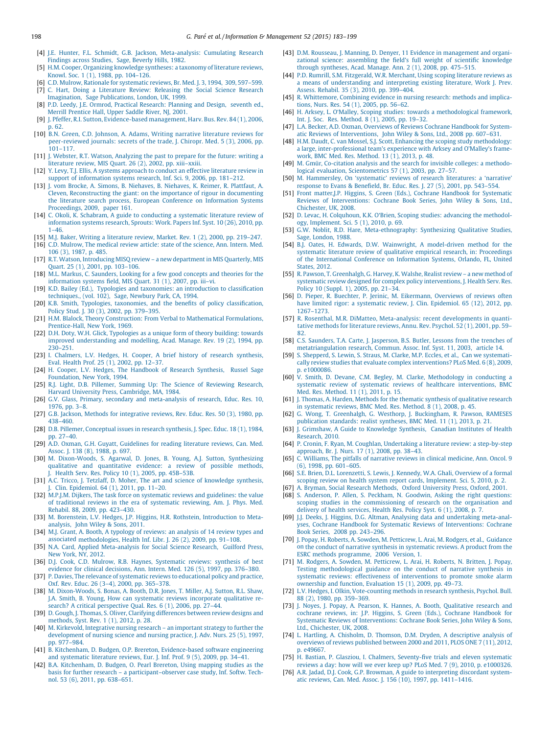[4] J.E. Hunter, F.L. Schmidt, G.B. Jackson, Meta-analysis: Cumulating Research Findings across Studies, Sage, Beverly Hills, 1982.

[5] H.M. Cooper, Organizing knowledge syntheses: a taxonomy of literature reviews, Knowl. Soc. 1 (1), 1988, pp. 104–126.

[6] C.D. Mulrow, Rationale for systematic reviews, Br. Med. J. 3, 1994, 309, 597–599.

[7] C. Hart, Doing a Literature Review: Releasing the Social Science Research Imagination, Sage Publications, London, UK, 1999.

[8] P.D. Leedy, J.E. Ormrod, Practical Research: Planning and Design, seventh ed., Merrill Prentice Hall, Upper Saddle River, NJ, 2001.

[9] J. Pfeffer, R.I. Sutton, Evidence-based management, Harv. Bus. Rev. 84 (1), 2006, p. 62.

[10] B.N. Green, C.D. Johnson, A. Adams, Writing narrative literature reviews for peer-reviewed journals: secrets of the trade, J. Chiropr. Med. 5 (3), 2006, pp. 101–117.

[11] J. Webster, R.T. Watson, Analyzing the past to prepare for the future: writing a literature review, MIS Quart. 26 (2), 2002, pp. xiii–xxiii.

[12] Y. Levy, T.J. Ellis, A systems approach to conduct an effective literature review in support of information systems research, Inf. Sci. 9, 2006, pp. 181–212.

[13] J. vom Brocke, A. Simons, B. Niehaves, B. Niehaves, K. Reimer, R. Plattfaut, A. Cleven, Reconstructing the giant: on the importance of rigour in documenting the literature search process, European Conference on Information Systems Proceedings, 2009, paper 161.

[14] C. Okoli, K. Schabram, A guide to conducting a systematic literature review of information systems research, Sprouts: Work. Papers Inf. Syst. 10 (26), 2010, pp. 1–46.

[15] M.J. Baker, Writing a literature review, Market. Rev. 1 (2), 2000, pp. 219–247.

[16] C.D. Mulrow, The medical review article: state of the science, Ann. Intern. Med. 106 (3), 1987, p. 485.

[17] R.T. Watson, Introducing MISQ review – a new department in MIS Quarterly, MIS Quart. 25 (1), 2001, pp. 103–106.

[18] M.L. Markus, C. Saunders, Looking for a few good concepts and theories for the information systems field, MIS Quart. 31 (1), 2007, pp. iii–vi.

[19] K.D. Bailey (Ed.), Typologies and taxonomies: an introduction to classification techniques., (vol. 102), Sage, Newbury Park, CA, 1994.

[20] K.B. Smith, Typologies, taxonomies, and the benefits of policy classification, Policy Stud. J. 30 (3), 2002, pp. 379–395.

[21] H.M. Blalock, Theory Construction: From Verbal to Mathematical Formulations, Prentice-Hall, New York, 1969.

[22] D.H. Doty, W.H. Glick, Typologies as a unique form of theory building: towards improved understanding and modelling, Acad. Manage. Rev. 19 (2), 1994, pp. 230–251.

[23] I. Chalmers, L.V. Hedges, H. Cooper, A brief history of research synthesis, Eval. Health Prof. 25 (1), 2002, pp. 12–37.

[24] H. Cooper, L.V. Hedges, The Handbook of Research Synthesis, Russel Sage Foundation, New York, 1994.

[25] R.J. Light, D.B. Pillemer, Summing Up: The Science of Reviewing Research, Harvard University Press, Cambridge, MA, 1984.

[26] G.V. Glass, Primary, secondary and meta-analysis of research, Educ. Res. 10, 1976, pp. 3–8.

[27] G.B. Jackson, Methods for integrative reviews, Rev. Educ. Res. 50 (3), 1980, pp. 438–460.

[28] D.B. Pillemer, Conceptual issues in research synthesis, J. Spec. Educ. 18 (1), 1984, pp. 27–40.

[29] A.D. Oxman, G.H. Guyatt, Guidelines for reading literature reviews, Can. Med. Assoc. J. 138 (8), 1988, p. 697.

[30] M. Dixon-Woods, S. Agarwal, D. Jones, B. Young, A.J. Sutton, Synthesizing qualitative and quantitative evidence: a review of possible methods, J. Health Serv. Res. Policy 10 (1), 2005, pp. 45B–53B.

[31] A.C. Tricco, J. Tetzlaff, D. Moher, The art and science of knowledge synthesis, J. Clin. Epidemiol. 64 (1), 2011, pp. 11–20.

[32] M.P.J.M. Dijkers, The task force on systematic reviews and guidelines: the value of traditional reviews in the era of systematic reviewing, Am. J. Phys. Med. Rehabil. 88, 2009, pp. 423–430.

[33] M. Borenstein, L.V. Hedges, J.P. Higgins, H.R. Rothstein, Introduction to Meta-analysis, John Wiley & Sons, 2011.

[34] M.J. Grant, A. Booth, A typology of reviews: an analysis of 14 review types and associated methodologies, Health Inf. Libr. J. 26 (2), 2009, pp. 91–108.

[35] N.A. Card, Applied Meta-analysis for Social Science Research, Guilford Press, New York, NY, 2012.

[36] D.J. Cook, C.D. Mulrow, R.B. Haynes, Systematic reviews: synthesis of best evidence for clinical decisions, Ann. Intern. Med. 126 (5), 1997, pp. 376–380.

[37] P. Davies, The relevance of systematic reviews to educational policy and practice, Oxf. Rev. Educ. 26 (3–4), 2000, pp. 365–378.

[38] M. Dixon-Woods, S. Bonas, A. Booth, D.R. Jones, T. Miller, A.J. Sutton, R.L. Shaw, J.A. Smith, B. Young, How can systematic reviews incorporate qualitative research? A critical perspective Qual. Res. 6 (1), 2006, pp. 27–44.

[39] D. Gough, J. Thomas, S. Oliver, Clarifying differences between review designs and methods, Syst. Rev. 1 (1), 2012, p. 28.

[40] M. Kirkevold, Integrative nursing research – an important strategy to further the development of nursing science and nursing practice, J. Adv. Nurs. 25 (5), 1997, pp. 977–984.

[41] B. Kitchenham, D. Budgen, O.P. Brereton, Evidence-based software engineering and systematic literature reviews, Eur. J. Inf. Prof. 9 (5), 2009, pp. 34–41.

[42] B.A. Kitchenham, D. Budgen, O. Pearl Brereton, Using mapping studies as the basis for further research – a participant–observer case study, Inf. Softw. Technol. 53 (6), 2011, pp. 638–651.

[43] D.M. Rousseau, J. Manning, D. Denyer, 11 Evidence in management and organizational science: assembling the field's full weight of scientific knowledge through syntheses, Acad. Manage. Ann. 2 (1), 2008, pp. 475–515.

[44] P.D. Rumrill, S.M. Fitzgerald, W.R. Merchant, Using scoping literature reviews as a means of understanding and interpreting existing literature, Work J. Prev. Assess. Rehabil. 35 (3), 2010, pp. 399–404.

[45] R. Whittemore, Combining evidence in nursing research: methods and implications, Nurs. Res. 54 (1), 2005, pp. 56–62.

[46] H. Arksey, L. O'Malley, Scoping studies: towards a methodological framework, Int. J. Soc. Res. Method. 8 (1), 2005, pp. 19–32.

[47] L.A. Becker, A.D. Oxman, Overviews of Reviews Cochrane Handbook for Systematic Reviews of Interventions, John Wiley & Sons, Ltd., 2008 pp. 607–631.

[48] H.M. Daudt, C. van Mossel, S.J. Scott, Enhancing the scoping study methodology: a large, inter-professional team's experience with Arksey and O'Malley's framework, BMC Med. Res. Method. 13 (1), 2013, p. 48.

[49] M. Gmür, Co-citation analysis and the search for invisible colleges: a methodological evaluation, Scientometrics 57 (1), 2003, pp. 27–57.

[50] M. Hammersley, On 'systematic' reviews of research literatures: a 'narrative' response to Evans & Benefield, Br. Educ. Res. J. 27 (5), 2001, pp. 543–554.

[51] Front matter,J.P. Higgins, S. Green (Eds.), Cochrane Handbook for Systematic Reviews of Interventions: Cochrane Book Series, John Wiley & Sons, Ltd., Chichester, UK, 2008.

[52] D. Levac, H. Colquhoun, K.K. O'Brien, Scoping studies: advancing the methodology, Implement. Sci. 5 (1), 2010, p. 69.

[53] G.W. Noblit, R.D. Hare, Meta-ethnography: Synthesizing Qualitative Studies, Sage, London, 1988.

[54] B.J. Oates, H. Edwards, D.W. Wainwright, A model-driven method for the systematic literature review of qualitative empirical research, in: Proceedings of the International Conference on Information Systems, Orlando, FL, United States, 2012.

[55] R. Pawson, T. Greenhalgh, G. Harvey, K. Walshe, Realist review – a new method of systematic review designed for complex policy interventions, J. Health Serv. Res. Policy 10 (Suppl. 1), 2005, pp. 21–34.

[56] D. Pieper, R. Buechter, P. Jerinic, M. Eikermann, Overviews of reviews often have limited rigor: a systematic review, J. Clin. Epidemiol. 65 (12), 2012, pp. 1267–1273.

[57] R. Rosenthal, M.R. DiMatteo, Meta-analysis: recent developments in quantitative methods for literature reviews, Annu. Rev. Psychol. 52 (1), 2001, pp. 59–82.

[58] C.S. Saunders, T.A. Carte, J. Jasperson, B.S. Butler, Lessons from the trenches of metatriangulation research, Commun. Assoc. Inf. Syst. 11, 2003, article 14.

[59] S. Shepperd, S. Lewin, S. Straus, M. Clarke, M.P. Eccles, et al., Can we systematically review studies that evaluate complex interventions? PLoS Med. 6 (8), 2009, p. e1000086.

[60] V. Smith, D. Devane, C.M. Begley, M. Clarke, Methodology in conducting a systematic review of systematic reviews of healthcare interventions, BMC Med. Res. Method. 11 (1), 2011, p. 15.

[61] J. Thomas, A. Harden, Methods for the thematic synthesis of qualitative research in systematic reviews, BMC Med. Res. Method. 8 (1), 2008, p. 45.

[62] G. Wong, T. Greenhalgh, G. Westhorp, J. Buckingham, R. Pawson, RAMESES publication standards: realist syntheses, BMC Med. 11 (1), 2013, p. 21.

[63] J. Grimshaw, A Guide to Knowledge Synthesis, Canadian Institutes of Health Research, 2010.

[64] P. Cronin, F. Ryan, M. Coughlan, Undertaking a literature review: a step-by-step approach, Br. J. Nurs. 17 (1), 2008, pp. 38–43.

[65] C. Williams, The pitfalls of narrative reviews in clinical medicine, Ann. Oncol. 9 (6), 1998, pp. 601–605.

[66] S.E. Brien, D.L. Lorenzetti, S. Lewis, J. Kennedy, W.A. Ghali, Overview of a formal scoping review on health system report cards, Implement. Sci. 5, 2010, p. 2.

[67] A. Bryman, Social Research Methods, Oxford University Press, Oxford, 2001.

[68] S. Anderson, P. Allen, S. Peckham, N. Goodwin, Asking the right questions: scoping studies in the commissioning of research on the organisation and delivery of health services, Health Res. Policy Syst. 6 (1), 2008, p. 7.

[69] J.J. Deeks, J. Higgins, D.G. Altman, Analysing data and undertaking meta-analyses, Cochrane Handbook for Systematic Reviews of Interventions: Cochrane Book Series, 2008 pp. 243–296.

[70] J. Popay, H. Roberts, A. Sowden, M. Petticrew, L. Arai, M. Rodgers, et al., Guidance on the conduct of narrative synthesis in systematic reviews. A product from the ESRC methods programme, 2006 Version, 1.

[71] M. Rodgers, A. Sowden, M. Petticrew, L. Arai, H. Roberts, N. Britten, J. Popay, Testing methodological guidance on the conduct of narrative synthesis in systematic reviews: effectiveness of interventions to promote smoke alarm ownership and function, Evaluation 15 (1), 2009, pp. 49–73.

[72] L.V. Hedges, I. Olkin, Vote-counting methods in research synthesis, Psychol. Bull. 88 (2), 1980, pp. 359–369.

[73] J. Noyes, J. Popay, A. Pearson, K. Hannes, A. Booth, Qualitative research and cochrane reviews, in: J.P. Higgins, S. Green (Eds.), Cochrane Handbook for Systematic Reviews of Interventions: Cochrane Book Series, John Wiley & Sons, Ltd., Chichester, UK, 2008.

[74] L. Hartling, A. Chisholm, D. Thomson, D.M. Dryden, A descriptive analysis of overviews of reviews published between 2000 and 2011, PLOS ONE 7 (11), 2012, p. e49667.

[75] H. Bastian, P. Glasziou, I. Chalmers, Seventy-five trials and eleven systematic reviews a day: how will we ever keep up? PLoS Med. 7 (9), 2010, p. e1000326.

[76] A.R. Jadad, D.J. Cook, G.P. Browman, A guide to interpreting discordant systematic reviews, Can. Med. Assoc. J. 156 (10), 1997, pp. 1411–1416.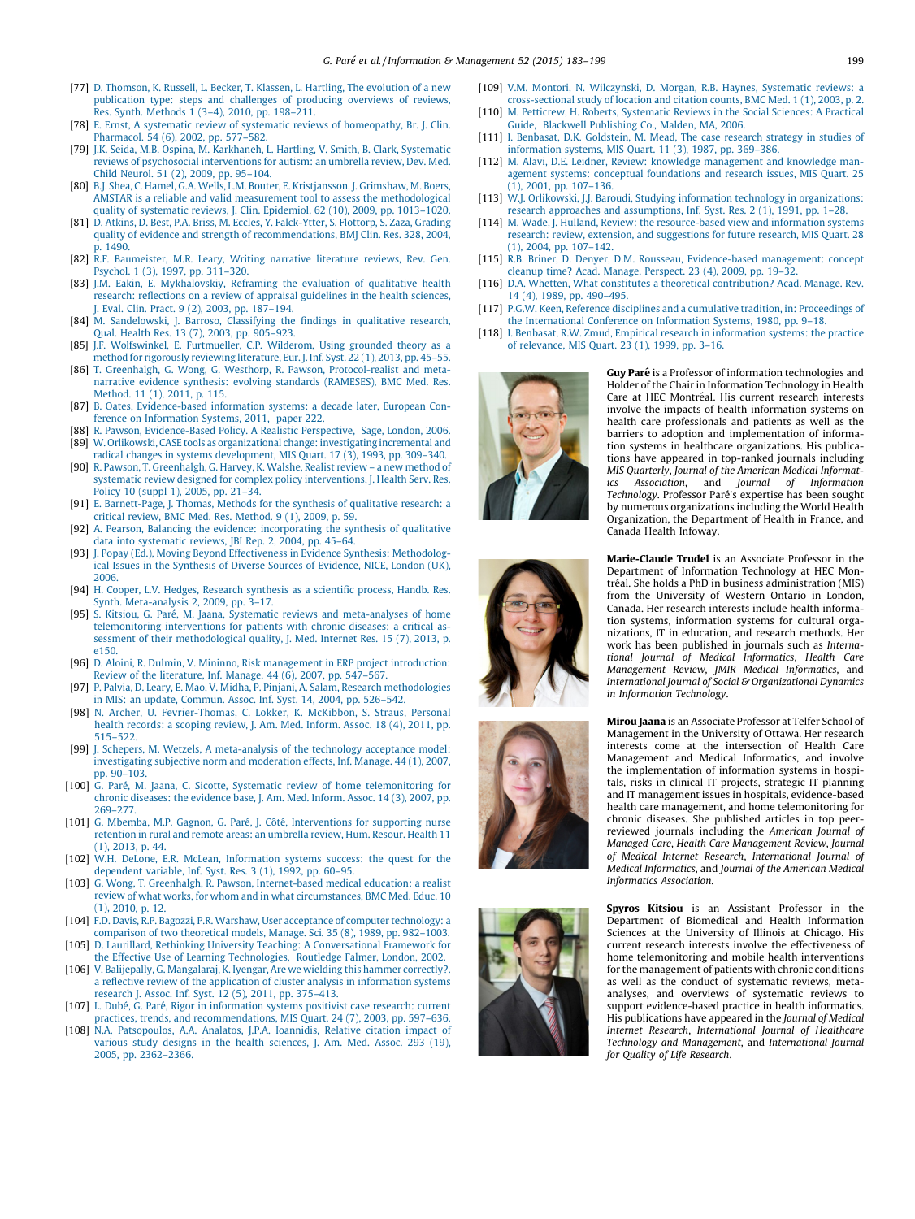[77] D. Thomson, K. Russell, L. Becker, T. Klassen, L. Hartling, The evolution of a new publication type: steps and challenges of producing overviews of reviews, Res. Synth. Methods 1 (3–4), 2010, pp. 198–211.

[78] E. Ernst, A systematic review of systematic reviews of homeopathy, Br. J. Clin. Pharmacol. 54 (6), 2002, pp. 577–582.

[79] J.K. Seida, M.B. Ospina, M. Karkhaneh, L. Hartling, V. Smith, B. Clark, Systematic reviews of psychosocial interventions for autism: an umbrella review, Dev. Med. Child Neurol. 51 (2), 2009, pp. 95–104.

[80] B.J. Shea, C.M. Hamel, G.A. Wells, L.M. Bouter, E. Kristjansson, J. Grimshaw, M. Boers, AMSTAR is a reliable and valid measurement tool to assess the methodological quality of systematic reviews, J. Clin. Epidemiol. 62 (10), 2009, pp. 1013–1020.

[81] D. Atkins, D. Best, P.A. Briss, M. Eccles, Y. Falck-Ytter, S. Flottorp, S. Zaza, Grading quality of evidence and strength of recommendations, BMJ Clin. Res. 328, 2004, p. 1490.

[82] R.F. Baumeister, M.R. Leary, Writing narrative literature reviews, Rev. Gen. Psychol. 1 (3), 1997, pp. 311–320.

[83] J.M. Eakin, E. Mykhalovskiy, Reframing the evaluation of qualitative health research: reflections on a review of appraisal guidelines in the health sciences, J. Eval. Clin. Pract. 9 (2), 2003, pp. 187–194.

[84] M. Sandelowski, J. Barroso, Classifying the findings in qualitative research, Qual. Health Res. 13 (7), 2003, pp. 905–923.

[85] J.F. Wolfswinkel, E. Furtmueller, C.P. Wilderom, Using grounded theory as a method for rigorously reviewing literature, Eur. J. Inf. Syst. 22 (1), 2013, pp. 45–55.

[86] T. Greenhalgh, G. Wong, G. Westhorp, R. Pawson, Protocol-realist and meta-narrative evidence synthesis: evolving standards (RAMESES), BMC Med. Res. Method. 11 (1), 2011, p. 115.

[87] B. Oates, Evidence-based information systems: a decade later, European Conference on Information Systems, 2011, paper 222.

[88] R. Pawson, Evidence-Based Policy. A Realistic Perspective, Sage, London, 2006.

[89] W. Orlikowski, CASE tools as organizational change: investigating incremental and radical changes in systems development, MIS Quart. 17 (3), 1993, pp. 309–340.

[90] R. Pawson, T. Greenhalgh, G. Harvey, K. Walshe, Realist review – a new method of systematic review designed for complex policy interventions, J. Health Serv. Res. Policy 10 (suppl 1), 2005, pp. 21–34.

[91] E. Barnett-Page, J. Thomas, Methods for the synthesis of qualitative research: a critical review, BMC Med. Res. Method. 9 (1), 2009, p. 59.

[92] A. Pearson, Balancing the evidence: incorporating the synthesis of qualitative data into systematic reviews, JBI Rep. 2, 2004, pp. 45–64.

[93] J. Popay (Ed.), Moving Beyond Effectiveness in Evidence Synthesis: Methodological Issues in the Synthesis of Diverse Sources of Evidence, NICE, London (UK), 2006.

[94] H. Cooper, L.V. Hedges, Research synthesis as a scientific process, Handb. Res. Synth. Meta-analysis 2, 2009, pp. 3–17.

[95] S. Kitsiou, G. Paré, M. Jaana, Systematic reviews and meta-analyses of home telemonitoring interventions for patients with chronic diseases: a critical assessment of their methodological quality, J. Med. Internet Res. 15 (7), 2013, p. e150.

[96] D. Aloini, R. Dulmin, V. Mininno, Risk management in ERP project introduction: Review of the literature, Inf. Manage. 44 (6), 2007, pp. 547–567.

[97] P. Palvia, D. Leary, E. Mao, V. Midha, P. Pinjani, A. Salam, Research methodologies in MIS: an update, Commun. Assoc. Inf. Syst. 14, 2004, pp. 526–542.

[98] N. Archer, U. Fevrier-Thomas, C. Lokker, K. McKibbon, S. Straus, Personal health records: a scoping review, J. Am. Med. Inform. Assoc. 18 (4), 2011, pp. 515–522.

[99] J. Schepers, M. Wetzels, A meta-analysis of the technology acceptance model: investigating subjective norm and moderation effects, Inf. Manage. 44 (1), 2007, pp. 90–103.

[100] G. Paré, M. Jaana, C. Sicotte, Systematic review of home telemonitoring for chronic diseases: the evidence base, J. Am. Med. Inform. Assoc. 14 (3), 2007, pp. 269–277.

[101] G. Mbemba, M.P. Gagnon, G. Paré, J. Côté, Interventions for supporting nurse retention in rural and remote areas: an umbrella review, Hum. Resour. Health 11 (1), 2013, p. 44.

[102] W.H. DeLone, E.R. McLean, Information systems success: the quest for the dependent variable, Inf. Syst. Res. 3 (1), 1992, pp. 60–95.

[103] G. Wong, T. Greenhalgh, R. Pawson, Internet-based medical education: a realist review of what works, for whom and in what circumstances, BMC Med. Educ. 10 (1), 2010, p. 12.

[104] F.D. Davis, R.P. Bagozzi, P.R. Warshaw, User acceptance of computer technology: a comparison of two theoretical models, Manage. Sci. 35 (8), 1989, pp. 982–1003.

[105] D. Laurillard, Rethinking University Teaching: A Conversational Framework for the Effective Use of Learning Technologies, Routledge Falmer, London, 2002.

[106] V. Balijepally, G. Mangalaraj, K. Iyengar, Are we wielding this hammer correctly?. a reflective review of the application of cluster analysis in information systems research J. Assoc. Inf. Syst. 12 (5), 2011, pp. 375–413.

[107] L. Dubé, G. Paré, Rigor in information systems positivist case research: current practices, trends, and recommendations, MIS Quart. 24 (7), 2003, pp. 597–636.

[108] N.A. Patsopoulos, A.A. Analatos, J.P.A. Ioannidis, Relative citation impact of various study designs in the health sciences, J. Am. Med. Assoc. 293 (19), 2005, pp. 2362–2366.

[109] V.M. Montori, N. Wilczynski, D. Morgan, R.B. Haynes, Systematic reviews: a cross-sectional study of location and citation counts, BMC Med. 1 (1), 2003, p. 2.

[110] M. Petticrew, H. Roberts, Systematic Reviews in the Social Sciences: A Practical Guide, Blackwell Publishing Co., Malden, MA, 2006.

[111] I. Benbasat, D.K. Goldstein, M. Mead, The case research strategy in studies of information systems, MIS Quart. 11 (3), 1987, pp. 369–386.

[112] M. Alavi, D.E. Leidner, Review: knowledge management and knowledge management systems: conceptual foundations and research issues, MIS Quart. 25 (1), 2001, pp. 107–136.

[113] W.J. Orlikowski, J.J. Baroudi, Studying information technology in organizations: research approaches and assumptions, Inf. Syst. Res. 2 (1), 1991, pp. 1–28.

[114] M. Wade, J. Hulland, Review: the resource-based view and information systems research: review, extension, and suggestions for future research, MIS Quart. 28 (1), 2004, pp. 107–142.

[115] R.B. Briner, D. Denyer, D.M. Rousseau, Evidence-based management: concept cleanup time? Acad. Manage. Perspect. 23 (4), 2009, pp. 19–32.

[116] D.A. Whetten, What constitutes a theoretical contribution? Acad. Manage. Rev. 14 (4), 1989, pp. 490–495.

[117] P.G.W. Keen, Reference disciplines and a cumulative tradition, in: Proceedings of the International Conference on Information Systems, 1980, pp. 9–18.

[118] I. Benbasat, R.W. Zmud, Empirical research in information systems: the practice of relevance, MIS Quart. 23 (1), 1999, pp. 3–16.

**Guy Paré** is a Professor of information technologies and Holder of the Chair in Information Technology in Health Care at HEC Montréal. His current research interests involve the impacts of health information systems on health care professionals and patients as well as the barriers to adoption and implementation of information systems in healthcare organizations. His publications have appeared in top-ranked journals including *MIS Quarterly*, *Journal of the American Medical Informatics Association*, and *Journal of Information Technology*. Professor Paré's expertise has been sought by numerous organizations including the World Health Organization, the Department of Health in France, and Canada Health Infoway.

**Marie-Claude Trudel** is an Associate Professor in the Department of Information Technology at HEC Montréal. She holds a PhD in business administration (MIS) from the University of Western Ontario in London, Canada. Her research interests include health information systems, information systems for cultural organizations, IT in education, and research methods. Her work has been published in journals such as *International Journal of Medical Informatics*, *Health Care Management Review*, *JMIR Medical Informatics*, and *International Journal of Social & Organizational Dynamics in Information Technology*.

**Mirou Jaana** is an Associate Professor at Telfer School of Management in the University of Ottawa. Her research interests come at the intersection of Health Care Management and Medical Informatics, and involve the implementation of information systems in hospitals, risks in clinical IT projects, strategic IT planning and IT management issues in hospitals, evidence-based health care management, and home telemonitoring for chronic diseases. She published articles in top peer-reviewed journals including the *American Journal of Managed Care*, *Health Care Management Review*, *Journal of Medical Internet Research*, *International Journal of Medical Informatics*, and *Journal of the American Medical Informatics Association*.

**Spyros Kitsiou** is an Assistant Professor in the Department of Biomedical and Health Information Sciences at the University of Illinois at Chicago. His current research interests involve the effectiveness of home telemonitoring and mobile health interventions for the management of patients with chronic conditions as well as the conduct of systematic reviews, meta-analyses, and overviews of systematic reviews to support evidence-based practice in health informatics. His publications have appeared in the *Journal of Medical Internet Research*, *International Journal of Healthcare Technology and Management*, and *International Journal for Quality of Life Research*.